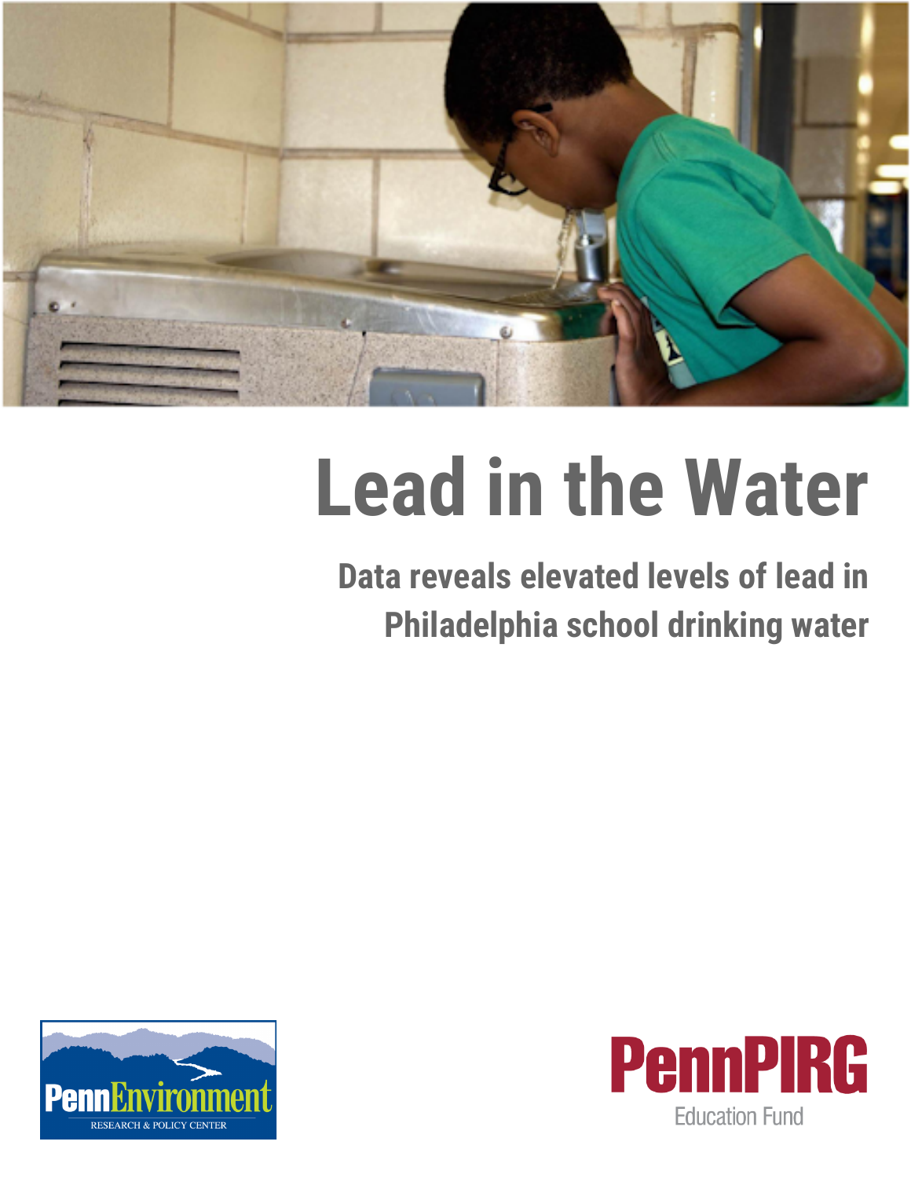# Lead in the Water

## Data reveals elevated levels of lead in Philadelphia school drinking water

PennEnvironment RESEARCH & POLICY CENTER

PennPIRG Education Fund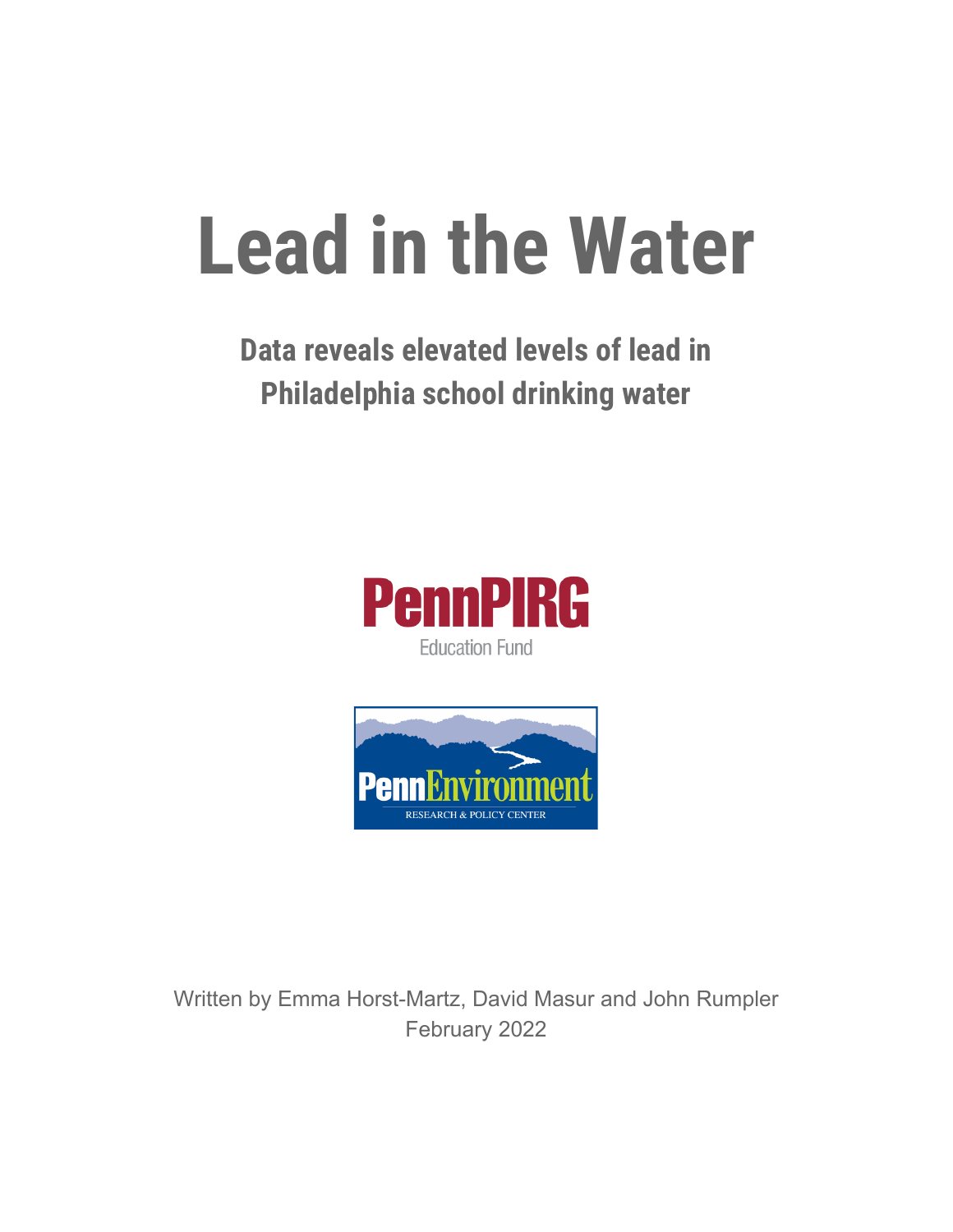# Lead in the Water

## Data reveals elevated levels of lead in Philadelphia school drinking water

PennPIRG
Education Fund

PennEnvironment
RESEARCH & POLICY CENTER

Written by Emma Horst-Martz, David Masur and John Rumpler
February 2022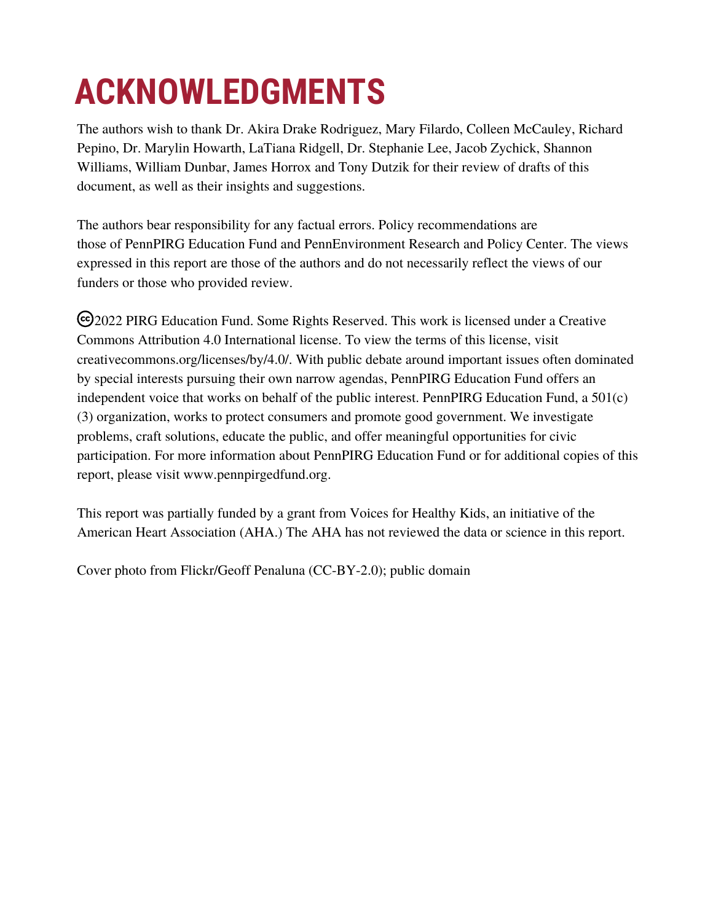# ACKNOWLEDGMENTS

The authors wish to thank Dr. Akira Drake Rodriguez, Mary Filardo, Colleen McCauley, Richard Pepino, Dr. Marylin Howarth, LaTiana Ridgell, Dr. Stephanie Lee, Jacob Zychick, Shannon Williams, William Dunbar, James Horrox and Tony Dutzik for their review of drafts of this document, as well as their insights and suggestions.

The authors bear responsibility for any factual errors. Policy recommendations are those of PennPIRG Education Fund and PennEnvironment Research and Policy Center. The views expressed in this report are those of the authors and do not necessarily reflect the views of our funders or those who provided review.

🅭2022 PIRG Education Fund. Some Rights Reserved. This work is licensed under a Creative Commons Attribution 4.0 International license. To view the terms of this license, visit creativecommons.org/licenses/by/4.0/. With public debate around important issues often dominated by special interests pursuing their own narrow agendas, PennPIRG Education Fund offers an independent voice that works on behalf of the public interest. PennPIRG Education Fund, a 501(c)(3) organization, works to protect consumers and promote good government. We investigate problems, craft solutions, educate the public, and offer meaningful opportunities for civic participation. For more information about PennPIRG Education Fund or for additional copies of this report, please visit www.pennpirgedfund.org.

This report was partially funded by a grant from Voices for Healthy Kids, an initiative of the American Heart Association (AHA.) The AHA has not reviewed the data or science in this report.

Cover photo from Flickr/Geoff Penaluna (CC-BY-2.0); public domain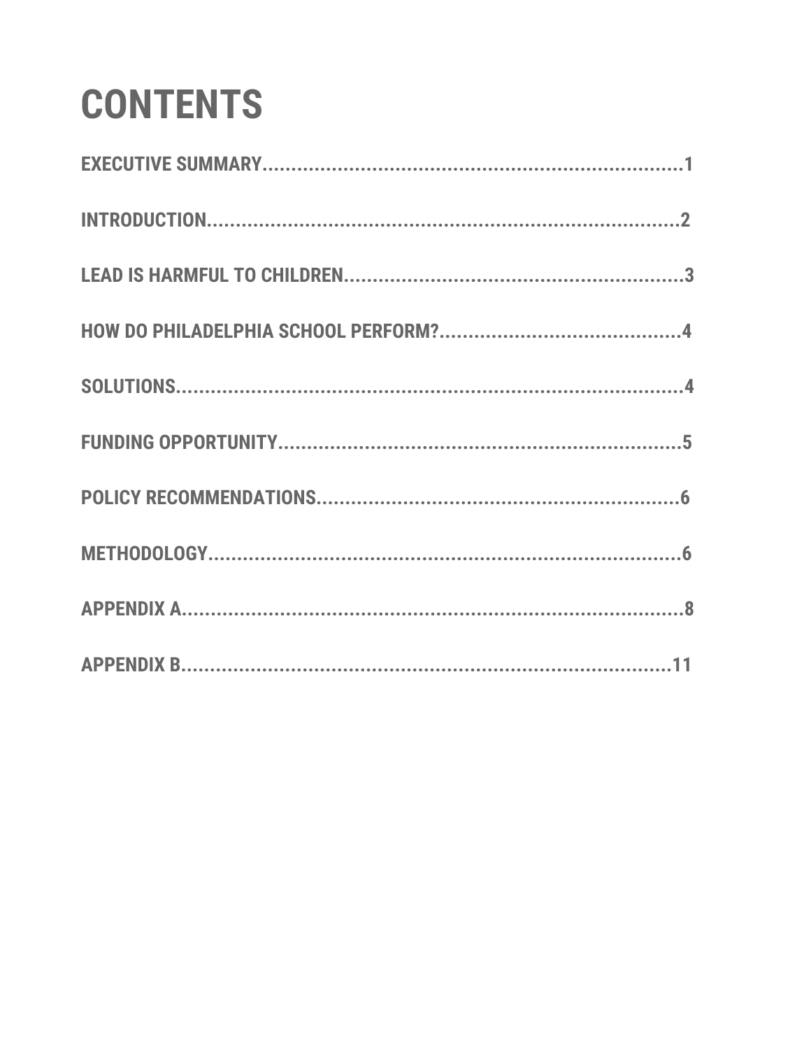# CONTENTS

**EXECUTIVE SUMMARY**..........................................................................1

**INTRODUCTION**....................................................................................2

**LEAD IS HARMFUL TO CHILDREN**............................................................3

**HOW DO PHILADELPHIA SCHOOL PERFORM?**............................................4

**SOLUTIONS**...........................................................................................4

**FUNDING OPPORTUNITY**........................................................................5

**POLICY RECOMMENDATIONS**.................................................................6

**METHODOLOGY**....................................................................................6

**APPENDIX A**..........................................................................................8

**APPENDIX B**..........................................................................................11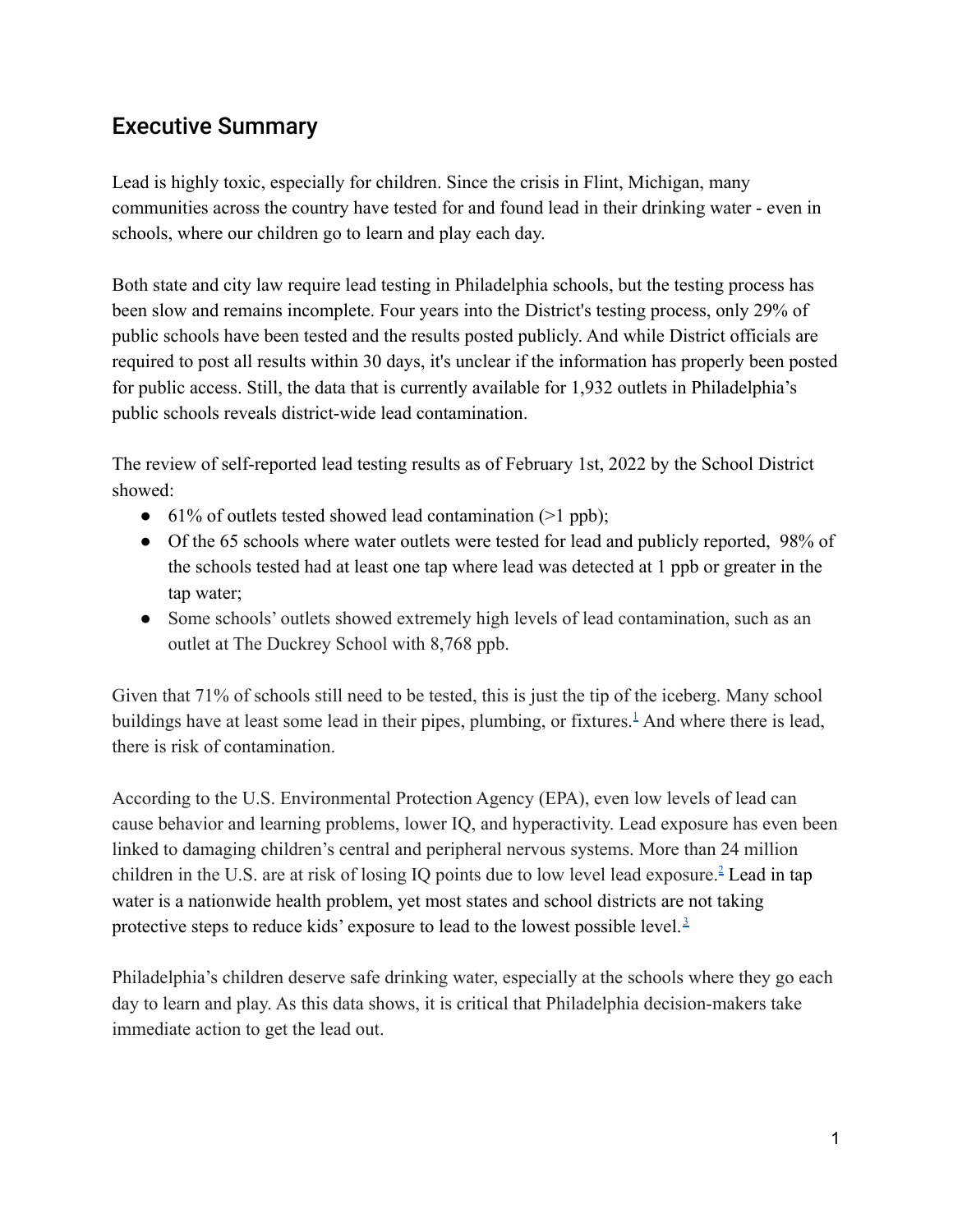## Executive Summary

Lead is highly toxic, especially for children. Since the crisis in Flint, Michigan, many communities across the country have tested for and found lead in their drinking water - even in schools, where our children go to learn and play each day.

Both state and city law require lead testing in Philadelphia schools, but the testing process has been slow and remains incomplete. Four years into the District's testing process, only 29% of public schools have been tested and the results posted publicly. And while District officials are required to post all results within 30 days, it's unclear if the information has properly been posted for public access. Still, the data that is currently available for 1,932 outlets in Philadelphia's public schools reveals district-wide lead contamination.

The review of self-reported lead testing results as of February 1st, 2022 by the School District showed:

- 61% of outlets tested showed lead contamination (>1 ppb);
- Of the 65 schools where water outlets were tested for lead and publicly reported, 98% of the schools tested had at least one tap where lead was detected at 1 ppb or greater in the tap water;
- Some schools' outlets showed extremely high levels of lead contamination, such as an outlet at The Duckrey School with 8,768 ppb.

Given that 71% of schools still need to be tested, this is just the tip of the iceberg. Many school buildings have at least some lead in their pipes, plumbing, or fixtures.[1] And where there is lead, there is risk of contamination.

According to the U.S. Environmental Protection Agency (EPA), even low levels of lead can cause behavior and learning problems, lower IQ, and hyperactivity. Lead exposure has even been linked to damaging children's central and peripheral nervous systems. More than 24 million children in the U.S. are at risk of losing IQ points due to low level lead exposure.[2] Lead in tap water is a nationwide health problem, yet most states and school districts are not taking protective steps to reduce kids' exposure to lead to the lowest possible level.[3]

Philadelphia's children deserve safe drinking water, especially at the schools where they go each day to learn and play. As this data shows, it is critical that Philadelphia decision-makers take immediate action to get the lead out.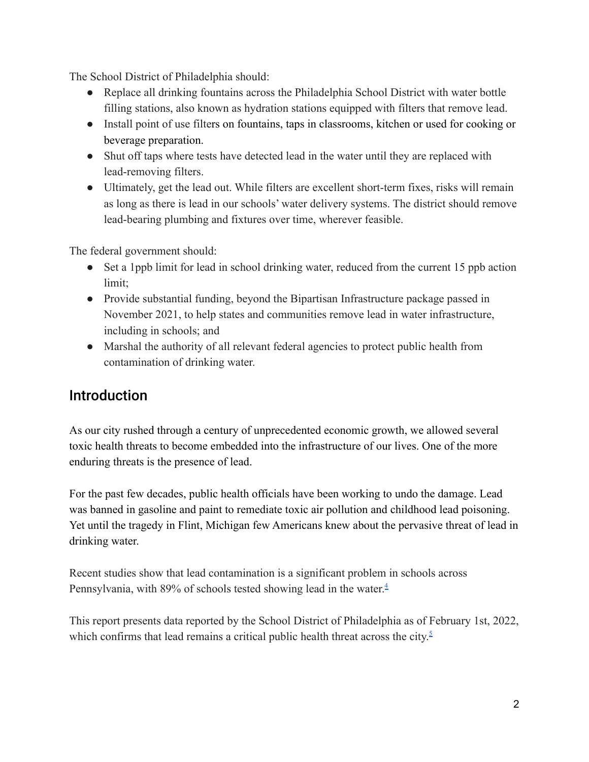The School District of Philadelphia should:

- Replace all drinking fountains across the Philadelphia School District with water bottle filling stations, also known as hydration stations equipped with filters that remove lead.
- Install point of use filters on fountains, taps in classrooms, kitchen or used for cooking or beverage preparation.
- Shut off taps where tests have detected lead in the water until they are replaced with lead-removing filters.
- Ultimately, get the lead out. While filters are excellent short-term fixes, risks will remain as long as there is lead in our schools' water delivery systems. The district should remove lead-bearing plumbing and fixtures over time, wherever feasible.

The federal government should:

- Set a 1ppb limit for lead in school drinking water, reduced from the current 15 ppb action limit;
- Provide substantial funding, beyond the Bipartisan Infrastructure package passed in November 2021, to help states and communities remove lead in water infrastructure, including in schools; and
- Marshal the authority of all relevant federal agencies to protect public health from contamination of drinking water.

## Introduction

As our city rushed through a century of unprecedented economic growth, we allowed several toxic health threats to become embedded into the infrastructure of our lives. One of the more enduring threats is the presence of lead.

For the past few decades, public health officials have been working to undo the damage. Lead was banned in gasoline and paint to remediate toxic air pollution and childhood lead poisoning. Yet until the tragedy in Flint, Michigan few Americans knew about the pervasive threat of lead in drinking water.

Recent studies show that lead contamination is a significant problem in schools across Pennsylvania, with 89% of schools tested showing lead in the water.[4]

This report presents data reported by the School District of Philadelphia as of February 1st, 2022, which confirms that lead remains a critical public health threat across the city.[5]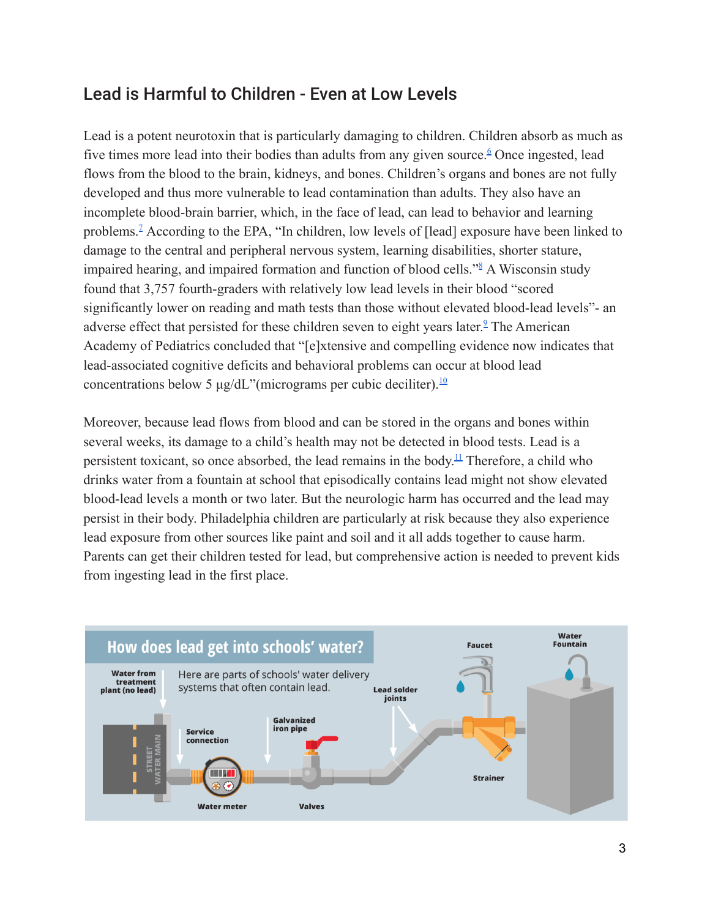## Lead is Harmful to Children - Even at Low Levels

Lead is a potent neurotoxin that is particularly damaging to children. Children absorb as much as five times more lead into their bodies than adults from any given source.[6] Once ingested, lead flows from the blood to the brain, kidneys, and bones. Children's organs and bones are not fully developed and thus more vulnerable to lead contamination than adults. They also have an incomplete blood-brain barrier, which, in the face of lead, can lead to behavior and learning problems.[7] According to the EPA, "In children, low levels of [lead] exposure have been linked to damage to the central and peripheral nervous system, learning disabilities, shorter stature, impaired hearing, and impaired formation and function of blood cells."[8] A Wisconsin study found that 3,757 fourth-graders with relatively low lead levels in their blood "scored significantly lower on reading and math tests than those without elevated blood-lead levels"- an adverse effect that persisted for these children seven to eight years later.[9] The American Academy of Pediatrics concluded that "[e]xtensive and compelling evidence now indicates that lead-associated cognitive deficits and behavioral problems can occur at blood lead concentrations below 5 µg/dL"(micrograms per cubic deciliter).[10]

Moreover, because lead flows from blood and can be stored in the organs and bones within several weeks, its damage to a child's health may not be detected in blood tests. Lead is a persistent toxicant, so once absorbed, the lead remains in the body.[11] Therefore, a child who drinks water from a fountain at school that episodically contains lead might not show elevated blood-lead levels a month or two later. But the neurologic harm has occurred and the lead may persist in their body. Philadelphia children are particularly at risk because they also experience lead exposure from other sources like paint and soil and it all adds together to cause harm. Parents can get their children tested for lead, but comprehensive action is needed to prevent kids from ingesting lead in the first place.

**How does lead get into schools' water?**

Here are parts of schools' water delivery systems that often contain lead.

Water from treatment plant (no lead) · Street water main · Service connection · Water meter · Galvanized iron pipe · Valves · Lead solder joints · Faucet · Strainer · Water fountain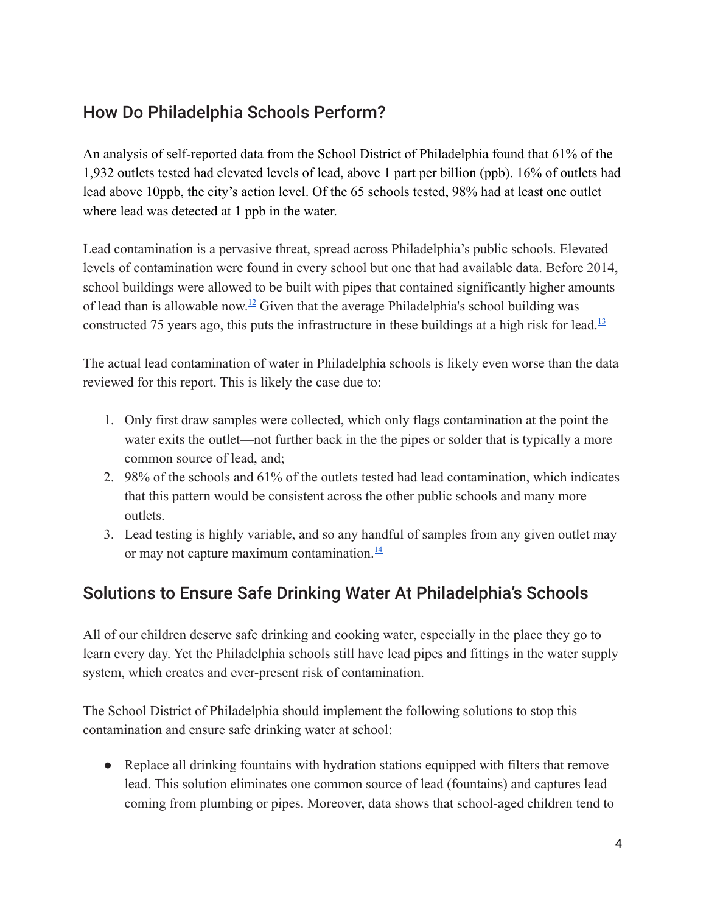## How Do Philadelphia Schools Perform?

An analysis of self-reported data from the School District of Philadelphia found that 61% of the 1,932 outlets tested had elevated levels of lead, above 1 part per billion (ppb). 16% of outlets had lead above 10ppb, the city's action level. Of the 65 schools tested, 98% had at least one outlet where lead was detected at 1 ppb in the water.

Lead contamination is a pervasive threat, spread across Philadelphia's public schools. Elevated levels of contamination were found in every school but one that had available data. Before 2014, school buildings were allowed to be built with pipes that contained significantly higher amounts of lead than is allowable now.[12] Given that the average Philadelphia's school building was constructed 75 years ago, this puts the infrastructure in these buildings at a high risk for lead.[13]

The actual lead contamination of water in Philadelphia schools is likely even worse than the data reviewed for this report. This is likely the case due to:

1. Only first draw samples were collected, which only flags contamination at the point the water exits the outlet—not further back in the the pipes or solder that is typically a more common source of lead, and;
2. 98% of the schools and 61% of the outlets tested had lead contamination, which indicates that this pattern would be consistent across the other public schools and many more outlets.
3. Lead testing is highly variable, and so any handful of samples from any given outlet may or may not capture maximum contamination.[14]

## Solutions to Ensure Safe Drinking Water At Philadelphia's Schools

All of our children deserve safe drinking and cooking water, especially in the place they go to learn every day. Yet the Philadelphia schools still have lead pipes and fittings in the water supply system, which creates and ever-present risk of contamination.

The School District of Philadelphia should implement the following solutions to stop this contamination and ensure safe drinking water at school:

- Replace all drinking fountains with hydration stations equipped with filters that remove lead. This solution eliminates one common source of lead (fountains) and captures lead coming from plumbing or pipes. Moreover, data shows that school-aged children tend to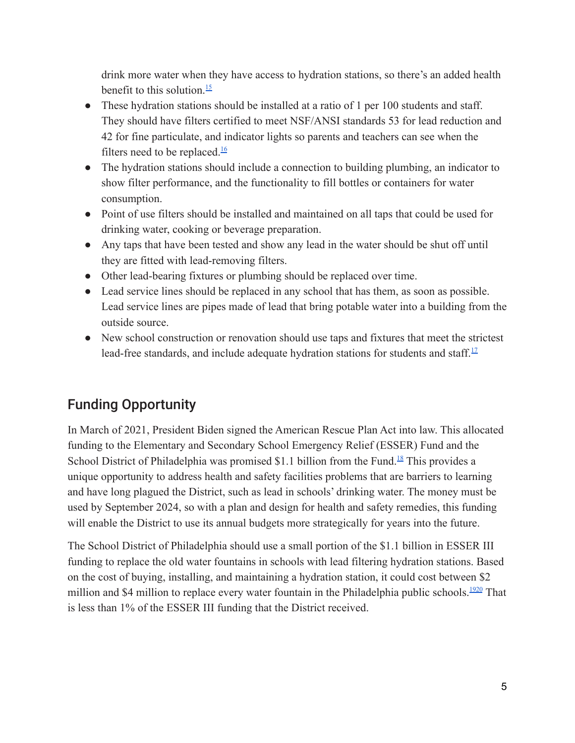drink more water when they have access to hydration stations, so there's an added health benefit to this solution.[15]

- These hydration stations should be installed at a ratio of 1 per 100 students and staff. They should have filters certified to meet NSF/ANSI standards 53 for lead reduction and 42 for fine particulate, and indicator lights so parents and teachers can see when the filters need to be replaced.[16]
- The hydration stations should include a connection to building plumbing, an indicator to show filter performance, and the functionality to fill bottles or containers for water consumption.
- Point of use filters should be installed and maintained on all taps that could be used for drinking water, cooking or beverage preparation.
- Any taps that have been tested and show any lead in the water should be shut off until they are fitted with lead-removing filters.
- Other lead-bearing fixtures or plumbing should be replaced over time.
- Lead service lines should be replaced in any school that has them, as soon as possible. Lead service lines are pipes made of lead that bring potable water into a building from the outside source.
- New school construction or renovation should use taps and fixtures that meet the strictest lead-free standards, and include adequate hydration stations for students and staff.[17]

## Funding Opportunity

In March of 2021, President Biden signed the American Rescue Plan Act into law. This allocated funding to the Elementary and Secondary School Emergency Relief (ESSER) Fund and the School District of Philadelphia was promised $1.1 billion from the Fund.[18] This provides a unique opportunity to address health and safety facilities problems that are barriers to learning and have long plagued the District, such as lead in schools' drinking water. The money must be used by September 2024, so with a plan and design for health and safety remedies, this funding will enable the District to use its annual budgets more strategically for years into the future.

The School District of Philadelphia should use a small portion of the $1.1 billion in ESSER III funding to replace the old water fountains in schools with lead filtering hydration stations. Based on the cost of buying, installing, and maintaining a hydration station, it could cost between $2 million and $4 million to replace every water fountain in the Philadelphia public schools.[19][20] That is less than 1% of the ESSER III funding that the District received.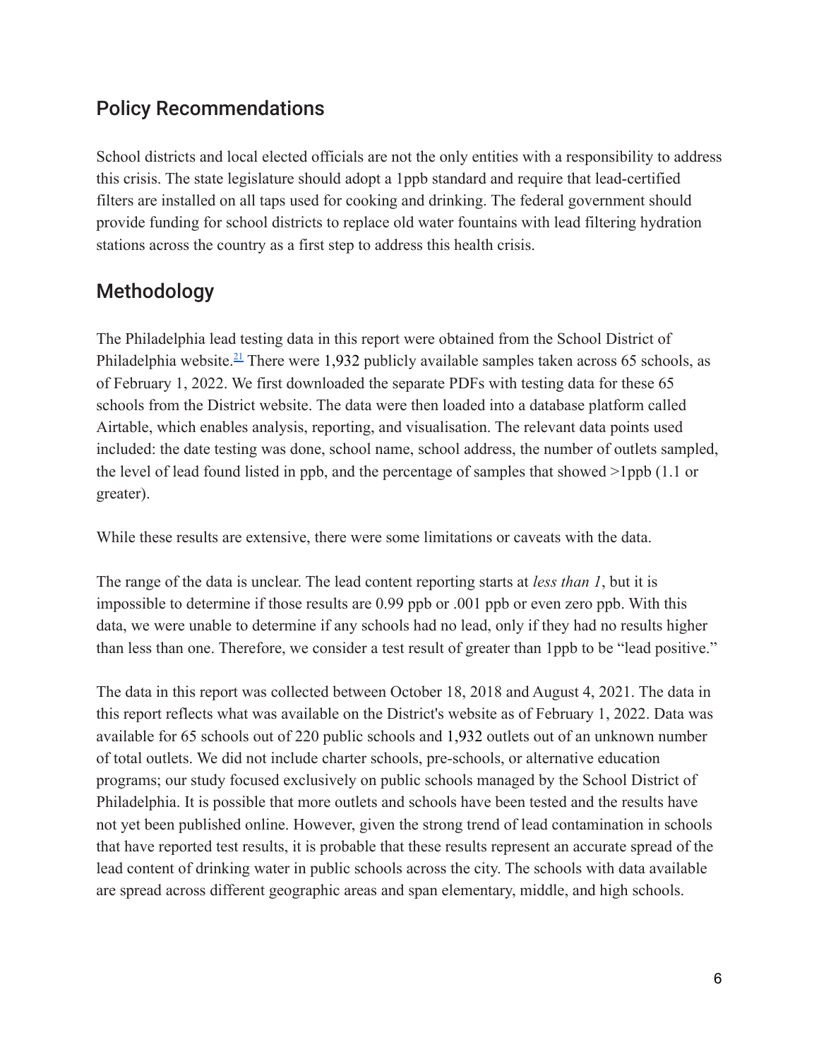## Policy Recommendations

School districts and local elected officials are not the only entities with a responsibility to address this crisis. The state legislature should adopt a 1ppb standard and require that lead-certified filters are installed on all taps used for cooking and drinking. The federal government should provide funding for school districts to replace old water fountains with lead filtering hydration stations across the country as a first step to address this health crisis.

## Methodology

The Philadelphia lead testing data in this report were obtained from the School District of Philadelphia website.[21] There were 1,932 publicly available samples taken across 65 schools, as of February 1, 2022. We first downloaded the separate PDFs with testing data for these 65 schools from the District website. The data were then loaded into a database platform called Airtable, which enables analysis, reporting, and visualisation. The relevant data points used included: the date testing was done, school name, school address, the number of outlets sampled, the level of lead found listed in ppb, and the percentage of samples that showed >1ppb (1.1 or greater).

While these results are extensive, there were some limitations or caveats with the data.

The range of the data is unclear. The lead content reporting starts at *less than 1*, but it is impossible to determine if those results are 0.99 ppb or .001 ppb or even zero ppb. With this data, we were unable to determine if any schools had no lead, only if they had no results higher than less than one. Therefore, we consider a test result of greater than 1ppb to be "lead positive."

The data in this report was collected between October 18, 2018 and August 4, 2021. The data in this report reflects what was available on the District's website as of February 1, 2022. Data was available for 65 schools out of 220 public schools and 1,932 outlets out of an unknown number of total outlets. We did not include charter schools, pre-schools, or alternative education programs; our study focused exclusively on public schools managed by the School District of Philadelphia. It is possible that more outlets and schools have been tested and the results have not yet been published online. However, given the strong trend of lead contamination in schools that have reported test results, it is probable that these results represent an accurate spread of the lead content of drinking water in public schools across the city. The schools with data available are spread across different geographic areas and span elementary, middle, and high schools.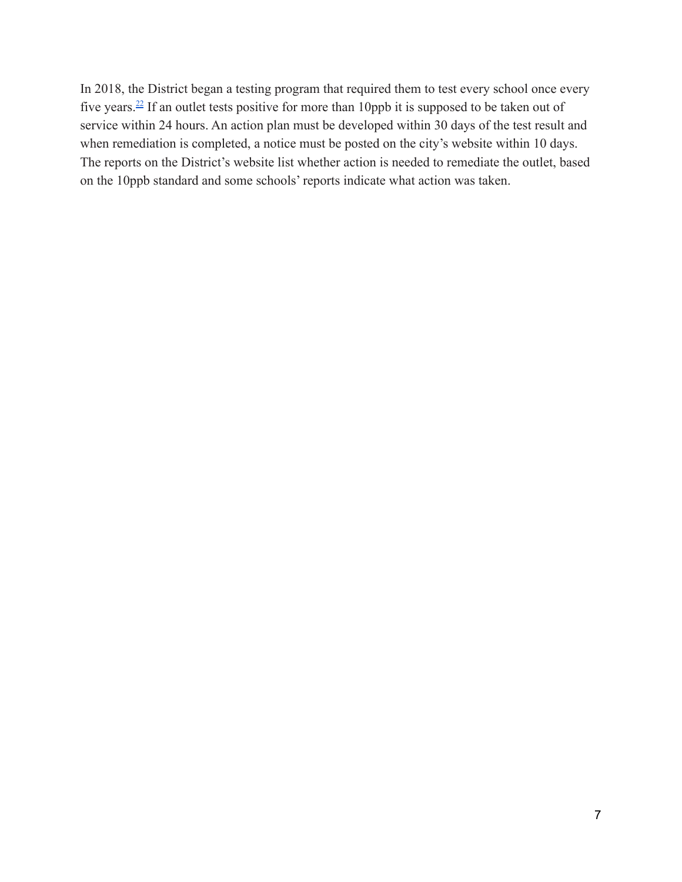In 2018, the District began a testing program that required them to test every school once every five years.[22] If an outlet tests positive for more than 10ppb it is supposed to be taken out of service within 24 hours. An action plan must be developed within 30 days of the test result and when remediation is completed, a notice must be posted on the city's website within 10 days. The reports on the District's website list whether action is needed to remediate the outlet, based on the 10ppb standard and some schools' reports indicate what action was taken.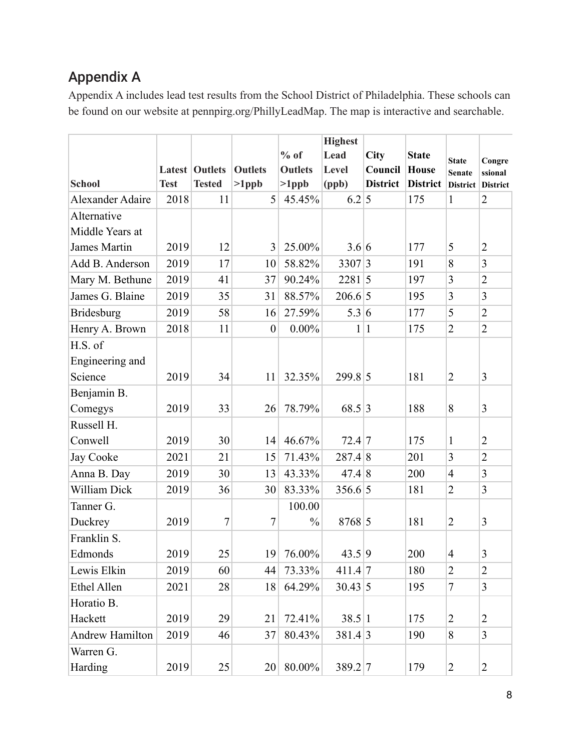## Appendix A

Appendix A includes lead test results from the School District of Philadelphia. These schools can be found on our website at pennpirg.org/PhillyLeadMap. The map is interactive and searchable.

| School | Latest Test | Outlets Tested | Outlets >1ppb | % of Outlets >1ppb | Highest Lead Level (ppb) | City Council District | State House District | State Senate District | Congressional District |
|---|---|---|---|---|---|---|---|---|---|
| Alexander Adaire | 2018 | 11 | 5 | 45.45% | 6.2 | 5 | 175 | 1 | 2 |
| Alternative Middle Years at James Martin | 2019 | 12 | 3 | 25.00% | 3.6 | 6 | 177 | 5 | 2 |
| Add B. Anderson | 2019 | 17 | 10 | 58.82% | 3307 | 3 | 191 | 8 | 3 |
| Mary M. Bethune | 2019 | 41 | 37 | 90.24% | 2281 | 5 | 197 | 3 | 2 |
| James G. Blaine | 2019 | 35 | 31 | 88.57% | 206.6 | 5 | 195 | 3 | 3 |
| Bridesburg | 2019 | 58 | 16 | 27.59% | 5.3 | 6 | 177 | 5 | 2 |
| Henry A. Brown | 2018 | 11 | 0 | 0.00% | 1 | 1 | 175 | 2 | 2 |
| H.S. of Engineering and Science | 2019 | 34 | 11 | 32.35% | 299.8 | 5 | 181 | 2 | 3 |
| Benjamin B. Comegys | 2019 | 33 | 26 | 78.79% | 68.5 | 3 | 188 | 8 | 3 |
| Russell H. Conwell | 2019 | 30 | 14 | 46.67% | 72.4 | 7 | 175 | 1 | 2 |
| Jay Cooke | 2021 | 21 | 15 | 71.43% | 287.4 | 8 | 201 | 3 | 2 |
| Anna B. Day | 2019 | 30 | 13 | 43.33% | 47.4 | 8 | 200 | 4 | 3 |
| William Dick | 2019 | 36 | 30 | 83.33% | 356.6 | 5 | 181 | 2 | 3 |
| Tanner G. Duckrey | 2019 | 7 | 7 | 100.00% | 8768 | 5 | 181 | 2 | 3 |
| Franklin S. Edmonds | 2019 | 25 | 19 | 76.00% | 43.5 | 9 | 200 | 4 | 3 |
| Lewis Elkin | 2019 | 60 | 44 | 73.33% | 411.4 | 7 | 180 | 2 | 2 |
| Ethel Allen | 2021 | 28 | 18 | 64.29% | 30.43 | 5 | 195 | 7 | 3 |
| Horatio B. Hackett | 2019 | 29 | 21 | 72.41% | 38.5 | 1 | 175 | 2 | 2 |
| Andrew Hamilton | 2019 | 46 | 37 | 80.43% | 381.4 | 3 | 190 | 8 | 3 |
| Warren G. Harding | 2019 | 25 | 20 | 80.00% | 389.2 | 7 | 179 | 2 | 2 |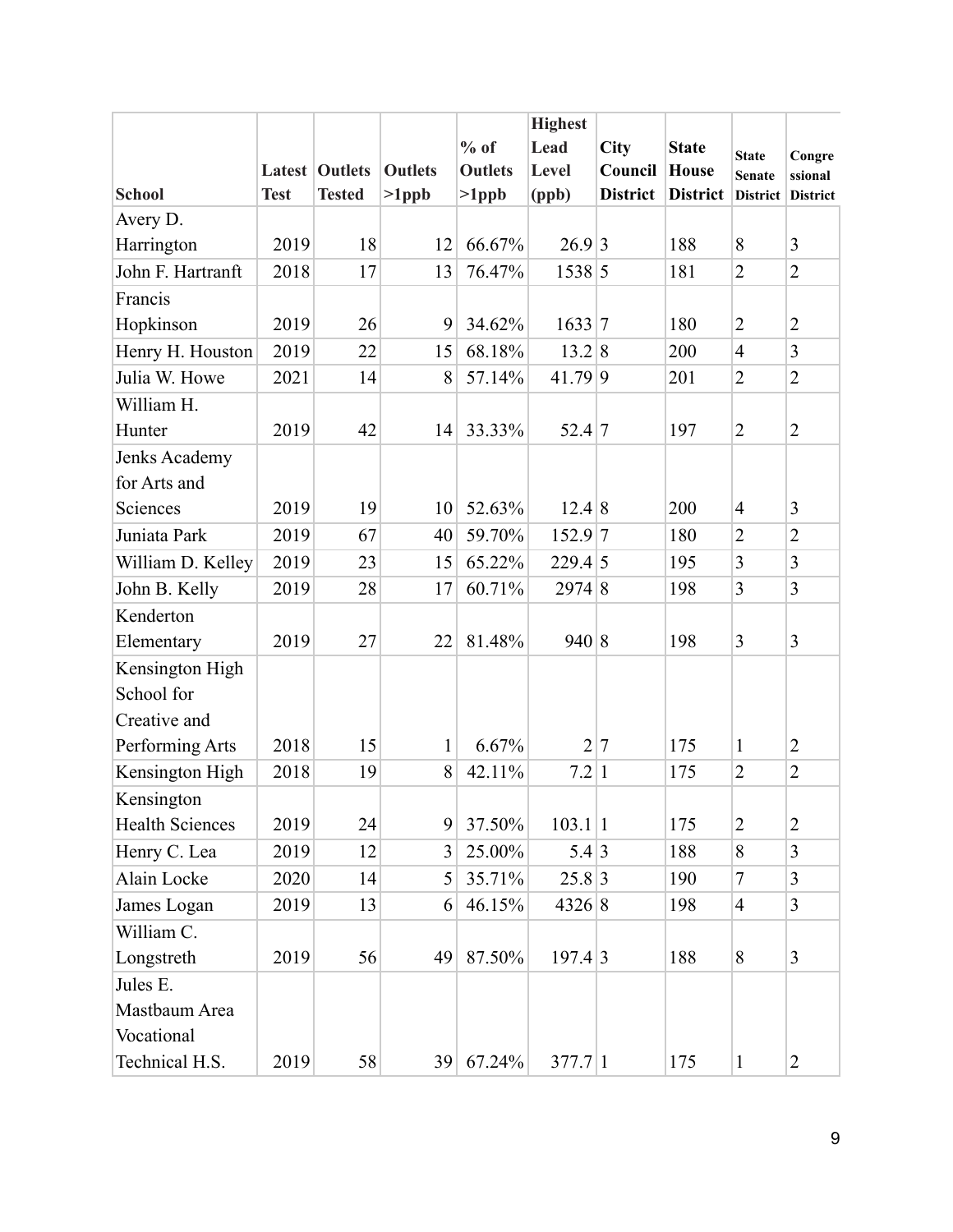| School | Latest Test | Outlets Tested | Outlets >1ppb | % of Outlets >1ppb | Highest Lead Level (ppb) | City Council District | State House District | State Senate District | Congressional District |
|---|---|---|---|---|---|---|---|---|---|
| Avery D. Harrington | 2019 | 18 | 12 | 66.67% | 26.9 | 3 | 188 | 8 | 3 |
| John F. Hartranft | 2018 | 17 | 13 | 76.47% | 1538 | 5 | 181 | 2 | 2 |
| Francis Hopkinson | 2019 | 26 | 9 | 34.62% | 1633 | 7 | 180 | 2 | 2 |
| Henry H. Houston | 2019 | 22 | 15 | 68.18% | 13.2 | 8 | 200 | 4 | 3 |
| Julia W. Howe | 2021 | 14 | 8 | 57.14% | 41.79 | 9 | 201 | 2 | 2 |
| William H. Hunter | 2019 | 42 | 14 | 33.33% | 52.4 | 7 | 197 | 2 | 2 |
| Jenks Academy for Arts and Sciences | 2019 | 19 | 10 | 52.63% | 12.4 | 8 | 200 | 4 | 3 |
| Juniata Park | 2019 | 67 | 40 | 59.70% | 152.9 | 7 | 180 | 2 | 2 |
| William D. Kelley | 2019 | 23 | 15 | 65.22% | 229.4 | 5 | 195 | 3 | 3 |
| John B. Kelly | 2019 | 28 | 17 | 60.71% | 2974 | 8 | 198 | 3 | 3 |
| Kenderton Elementary | 2019 | 27 | 22 | 81.48% | 940 | 8 | 198 | 3 | 3 |
| Kensington High School for Creative and Performing Arts | 2018 | 15 | 1 | 6.67% | 2 | 7 | 175 | 1 | 2 |
| Kensington High | 2018 | 19 | 8 | 42.11% | 7.2 | 1 | 175 | 2 | 2 |
| Kensington Health Sciences | 2019 | 24 | 9 | 37.50% | 103.1 | 1 | 175 | 2 | 2 |
| Henry C. Lea | 2019 | 12 | 3 | 25.00% | 5.4 | 3 | 188 | 8 | 3 |
| Alain Locke | 2020 | 14 | 5 | 35.71% | 25.8 | 3 | 190 | 7 | 3 |
| James Logan | 2019 | 13 | 6 | 46.15% | 4326 | 8 | 198 | 4 | 3 |
| William C. Longstreth | 2019 | 56 | 49 | 87.50% | 197.4 | 3 | 188 | 8 | 3 |
| Jules E. Mastbaum Area Vocational Technical H.S. | 2019 | 58 | 39 | 67.24% | 377.7 | 1 | 175 | 1 | 2 |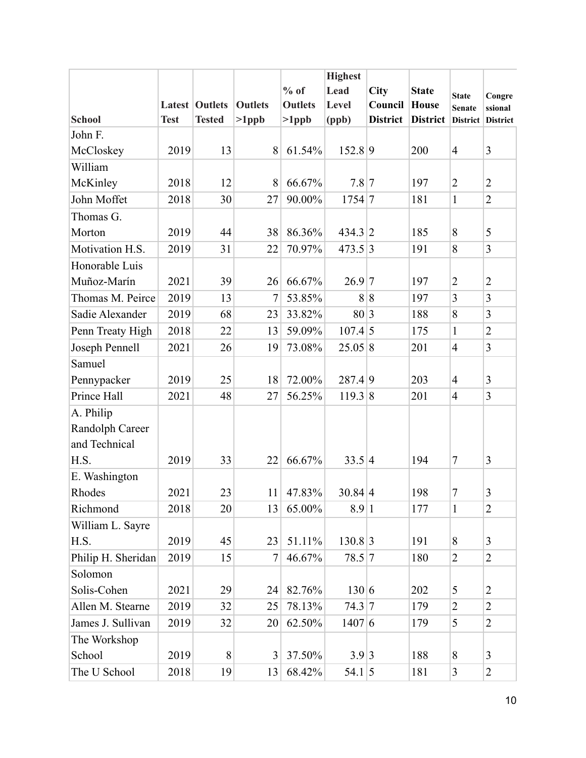| School | Latest Test | Outlets Tested | Outlets >1ppb | % of Outlets >1ppb | Highest Lead Level (ppb) | City Council District | State House District | State Senate District | Congressional District |
|---|---|---|---|---|---|---|---|---|---|
| John F. McCloskey | 2019 | 13 | 8 | 61.54% | 152.8 | 9 | 200 | 4 | 3 |
| William McKinley | 2018 | 12 | 8 | 66.67% | 7.8 | 7 | 197 | 2 | 2 |
| John Moffet | 2018 | 30 | 27 | 90.00% | 1754 | 7 | 181 | 1 | 2 |
| Thomas G. Morton | 2019 | 44 | 38 | 86.36% | 434.3 | 2 | 185 | 8 | 5 |
| Motivation H.S. | 2019 | 31 | 22 | 70.97% | 473.5 | 3 | 191 | 8 | 3 |
| Honorable Luis Muñoz-Marín | 2021 | 39 | 26 | 66.67% | 26.9 | 7 | 197 | 2 | 2 |
| Thomas M. Peirce | 2019 | 13 | 7 | 53.85% | 8 | 8 | 197 | 3 | 3 |
| Sadie Alexander | 2019 | 68 | 23 | 33.82% | 80 | 3 | 188 | 8 | 3 |
| Penn Treaty High | 2018 | 22 | 13 | 59.09% | 107.4 | 5 | 175 | 1 | 2 |
| Joseph Pennell | 2021 | 26 | 19 | 73.08% | 25.05 | 8 | 201 | 4 | 3 |
| Samuel Pennypacker | 2019 | 25 | 18 | 72.00% | 287.4 | 9 | 203 | 4 | 3 |
| Prince Hall | 2021 | 48 | 27 | 56.25% | 119.3 | 8 | 201 | 4 | 3 |
| A. Philip Randolph Career and Technical H.S. | 2019 | 33 | 22 | 66.67% | 33.5 | 4 | 194 | 7 | 3 |
| E. Washington Rhodes | 2021 | 23 | 11 | 47.83% | 30.84 | 4 | 198 | 7 | 3 |
| Richmond | 2018 | 20 | 13 | 65.00% | 8.9 | 1 | 177 | 1 | 2 |
| William L. Sayre H.S. | 2019 | 45 | 23 | 51.11% | 130.8 | 3 | 191 | 8 | 3 |
| Philip H. Sheridan | 2019 | 15 | 7 | 46.67% | 78.5 | 7 | 180 | 2 | 2 |
| Solomon Solis-Cohen | 2021 | 29 | 24 | 82.76% | 130 | 6 | 202 | 5 | 2 |
| Allen M. Stearne | 2019 | 32 | 25 | 78.13% | 74.3 | 7 | 179 | 2 | 2 |
| James J. Sullivan | 2019 | 32 | 20 | 62.50% | 1407 | 6 | 179 | 5 | 2 |
| The Workshop School | 2019 | 8 | 3 | 37.50% | 3.9 | 3 | 188 | 8 | 3 |
| The U School | 2018 | 19 | 13 | 68.42% | 54.1 | 5 | 181 | 3 | 2 |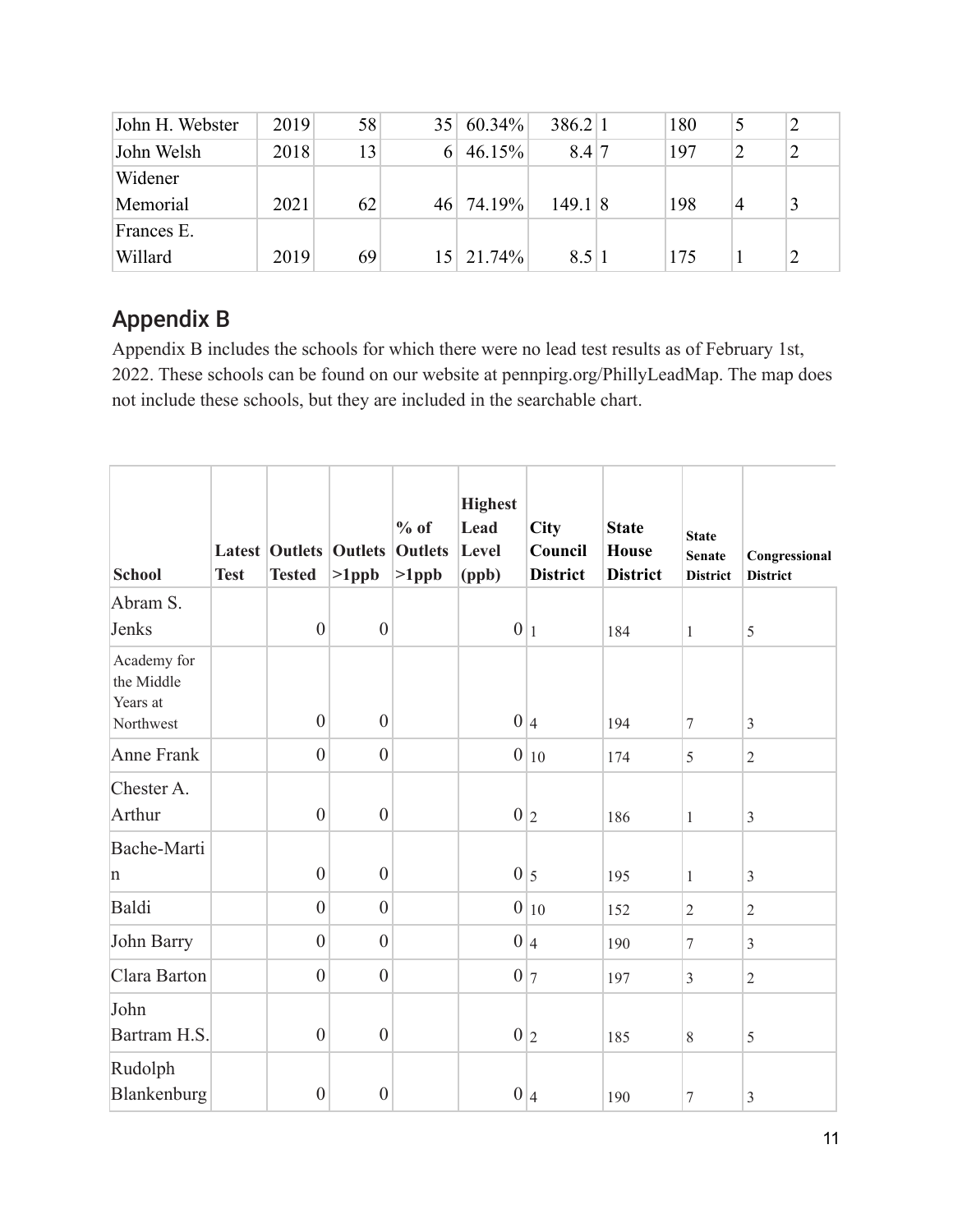| John H. Webster | 2019 | 58 | 35 | 60.34% | 386.2 | 1 | 180 | 5 | 2 |
|---|---|---|---|---|---|---|---|---|---|
| John Welsh | 2018 | 13 | 6 | 46.15% | 8.4 | 7 | 197 | 2 | 2 |
| Widener Memorial | 2021 | 62 | 46 | 74.19% | 149.1 | 8 | 198 | 4 | 3 |
| Frances E. Willard | 2019 | 69 | 15 | 21.74% | 8.5 | 1 | 175 | 1 | 2 |

## Appendix B

Appendix B includes the schools for which there were no lead test results as of February 1st, 2022. These schools can be found on our website at pennpirg.org/PhillyLeadMap. The map does not include these schools, but they are included in the searchable chart.

| School | Latest Test | Outlets Tested | Outlets >1ppb | % of Outlets >1ppb | Highest Lead Level (ppb) | City Council District | State House District | State Senate District | Congressional District |
|---|---|---|---|---|---|---|---|---|---|
| Abram S. Jenks | | 0 | 0 | | 0 | 1 | 184 | 1 | 5 |
| Academy for the Middle Years at Northwest | | 0 | 0 | | 0 | 4 | 194 | 7 | 3 |
| Anne Frank | | 0 | 0 | | 0 | 10 | 174 | 5 | 2 |
| Chester A. Arthur | | 0 | 0 | | 0 | 2 | 186 | 1 | 3 |
| Bache-Martin | | 0 | 0 | | 0 | 5 | 195 | 1 | 3 |
| Baldi | | 0 | 0 | | 0 | 10 | 152 | 2 | 2 |
| John Barry | | 0 | 0 | | 0 | 4 | 190 | 7 | 3 |
| Clara Barton | | 0 | 0 | | 0 | 7 | 197 | 3 | 2 |
| John Bartram H.S. | | 0 | 0 | | 0 | 2 | 185 | 8 | 5 |
| Rudolph Blankenburg | | 0 | 0 | | 0 | 4 | 190 | 7 | 3 |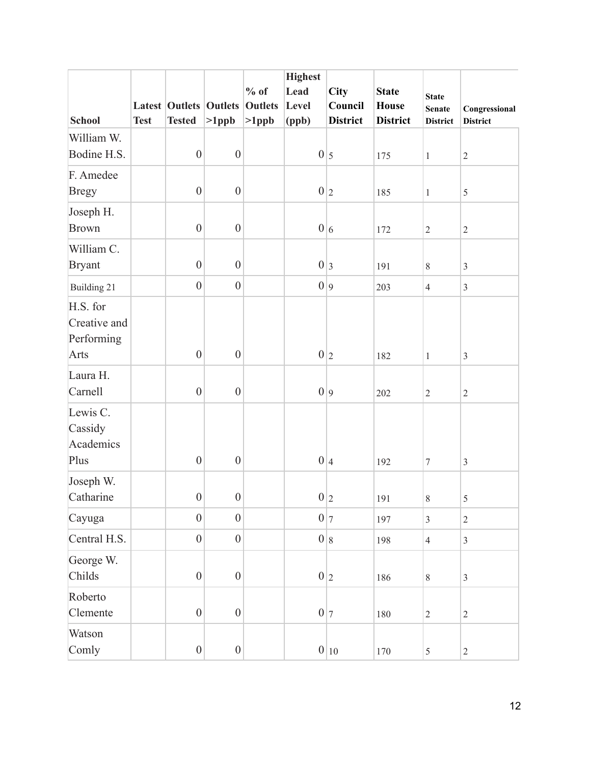| School | Latest Test | Outlets Tested | Outlets >1ppb | % of Outlets >1ppb | Highest Lead Level (ppb) | City Council District | State House District | State Senate District | Congressional District |
|---|---|---|---|---|---|---|---|---|---|
| William W. Bodine H.S. | | 0 | 0 | | 0 | 5 | 175 | 1 | 2 |
| F. Amedee Bregy | | 0 | 0 | | 0 | 2 | 185 | 1 | 5 |
| Joseph H. Brown | | 0 | 0 | | 0 | 6 | 172 | 2 | 2 |
| William C. Bryant | | 0 | 0 | | 0 | 3 | 191 | 8 | 3 |
| Building 21 | | 0 | 0 | | 0 | 9 | 203 | 4 | 3 |
| H.S. for Creative and Performing Arts | | 0 | 0 | | 0 | 2 | 182 | 1 | 3 |
| Laura H. Carnell | | 0 | 0 | | 0 | 9 | 202 | 2 | 2 |
| Lewis C. Cassidy Academics Plus | | 0 | 0 | | 0 | 4 | 192 | 7 | 3 |
| Joseph W. Catharine | | 0 | 0 | | 0 | 2 | 191 | 8 | 5 |
| Cayuga | | 0 | 0 | | 0 | 7 | 197 | 3 | 2 |
| Central H.S. | | 0 | 0 | | 0 | 8 | 198 | 4 | 3 |
| George W. Childs | | 0 | 0 | | 0 | 2 | 186 | 8 | 3 |
| Roberto Clemente | | 0 | 0 | | 0 | 7 | 180 | 2 | 2 |
| Watson Comly | | 0 | 0 | | 0 | 10 | 170 | 5 | 2 |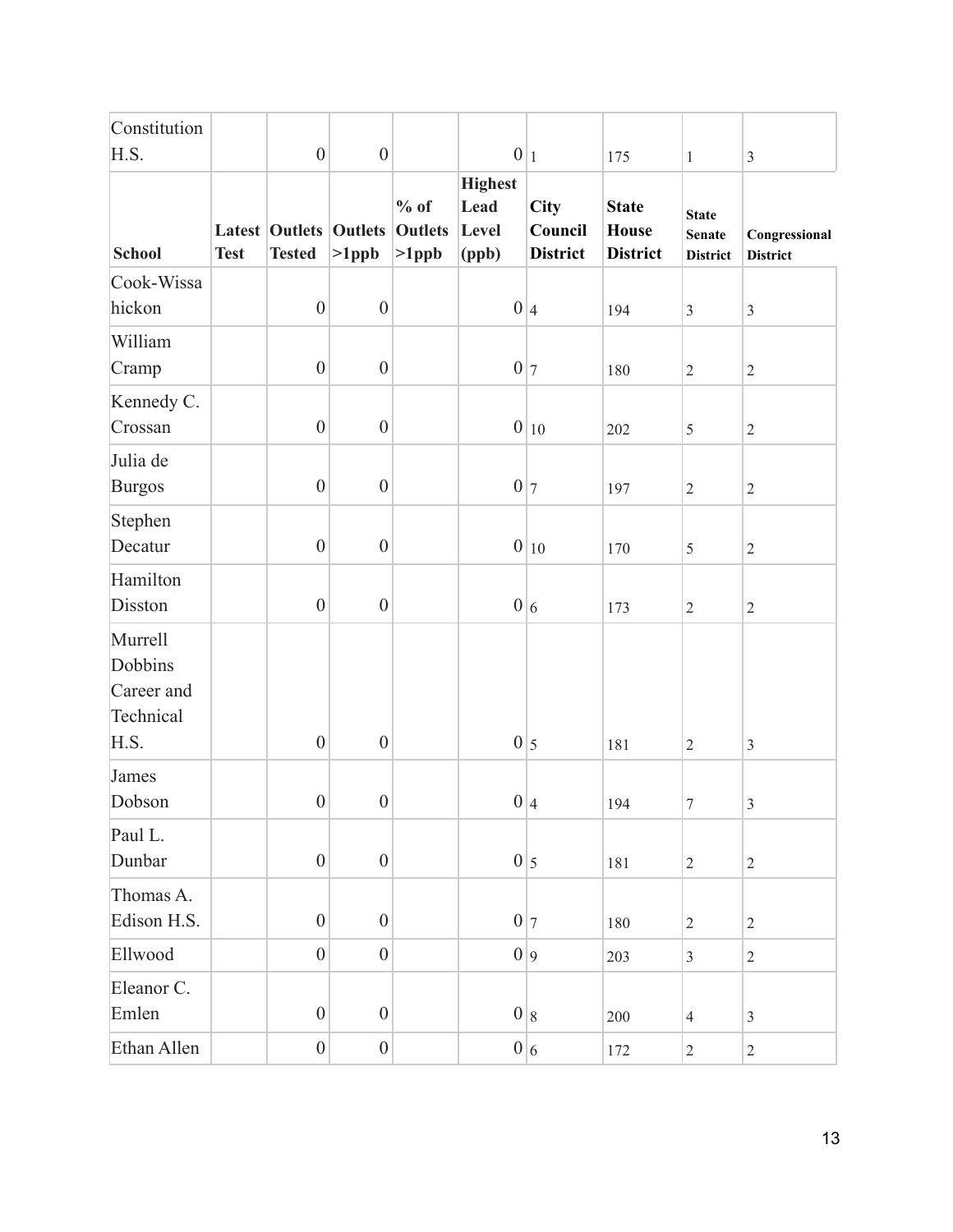| School | Latest Test | Outlets Tested | Outlets >1ppb | % of Outlets >1ppb | Highest Lead Level (ppb) | City Council District | State House District | State Senate District | Congressional District |
|---|---|---|---|---|---|---|---|---|---|
| Constitution H.S. | | 0 | 0 | | 0 | 1 | 175 | 1 | 3 |
| Cook-Wissahickon | | 0 | 0 | | 0 | 4 | 194 | 3 | 3 |
| William Cramp | | 0 | 0 | | 0 | 7 | 180 | 2 | 2 |
| Kennedy C. Crossan | | 0 | 0 | | 0 | 10 | 202 | 5 | 2 |
| Julia de Burgos | | 0 | 0 | | 0 | 7 | 197 | 2 | 2 |
| Stephen Decatur | | 0 | 0 | | 0 | 10 | 170 | 5 | 2 |
| Hamilton Disston | | 0 | 0 | | 0 | 6 | 173 | 2 | 2 |
| Murrell Dobbins Career and Technical H.S. | | 0 | 0 | | 0 | 5 | 181 | 2 | 3 |
| James Dobson | | 0 | 0 | | 0 | 4 | 194 | 7 | 3 |
| Paul L. Dunbar | | 0 | 0 | | 0 | 5 | 181 | 2 | 2 |
| Thomas A. Edison H.S. | | 0 | 0 | | 0 | 7 | 180 | 2 | 2 |
| Ellwood | | 0 | 0 | | 0 | 9 | 203 | 3 | 2 |
| Eleanor C. Emlen | | 0 | 0 | | 0 | 8 | 200 | 4 | 3 |
| Ethan Allen | | 0 | 0 | | 0 | 6 | 172 | 2 | 2 |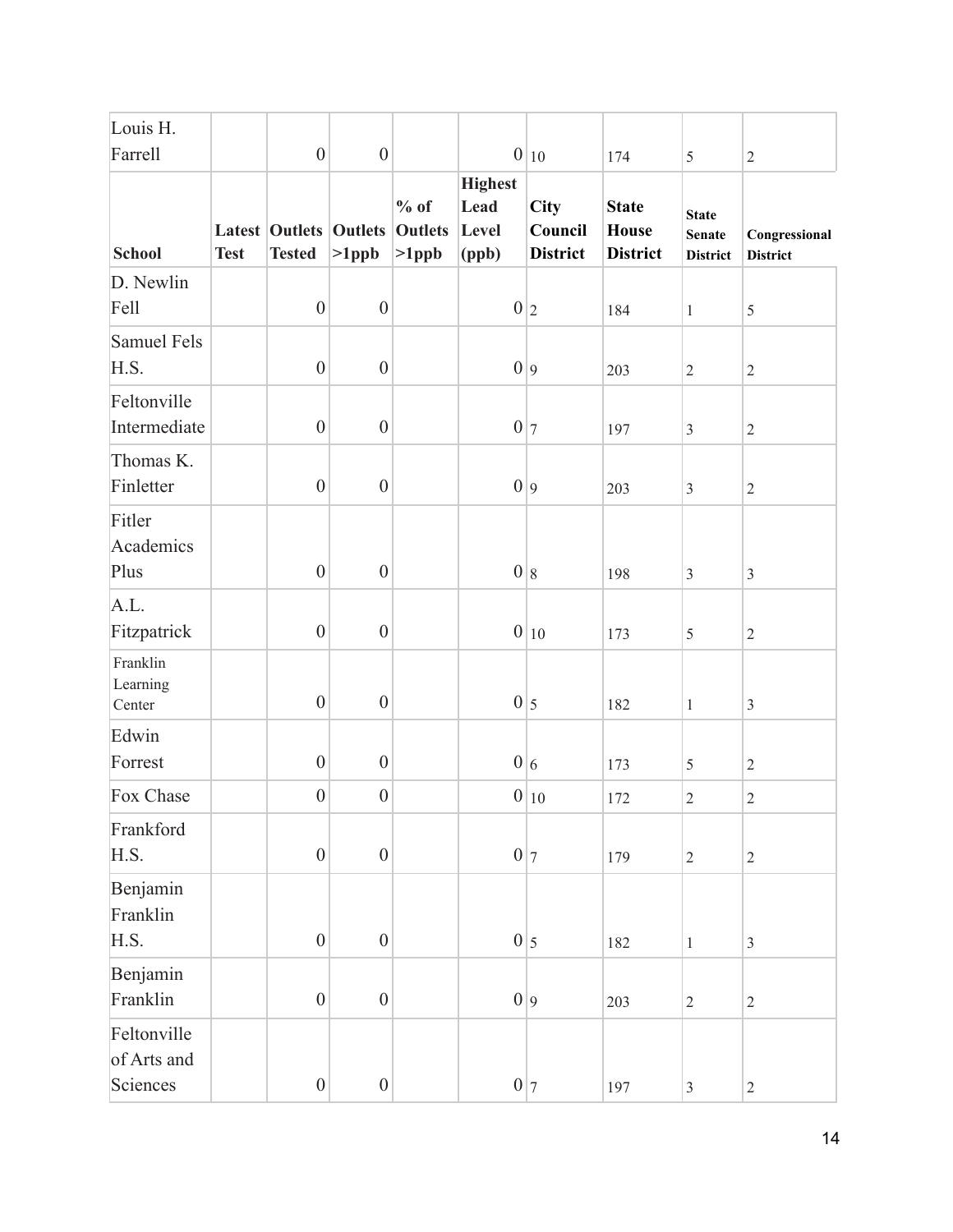| Louis H. Farrell | | 0 | 0 | | 0 | 10 | 174 | 5 | 2 |
|---|---|---|---|---|---|---|---|---|---|
| **School** | **Latest Test** | **Outlets Tested** | **Outlets >1ppb** | **% of Outlets >1ppb** | **Highest Lead Level (ppb)** | **City Council District** | **State House District** | **State Senate District** | **Congressional District** |
| D. Newlin Fell | | 0 | 0 | | 0 | 2 | 184 | 1 | 5 |
| Samuel Fels H.S. | | 0 | 0 | | 0 | 9 | 203 | 2 | 2 |
| Feltonville Intermediate | | 0 | 0 | | 0 | 7 | 197 | 3 | 2 |
| Thomas K. Finletter | | 0 | 0 | | 0 | 9 | 203 | 3 | 2 |
| Fitler Academics Plus | | 0 | 0 | | 0 | 8 | 198 | 3 | 3 |
| A.L. Fitzpatrick | | 0 | 0 | | 0 | 10 | 173 | 5 | 2 |
| Franklin Learning Center | | 0 | 0 | | 0 | 5 | 182 | 1 | 3 |
| Edwin Forrest | | 0 | 0 | | 0 | 6 | 173 | 5 | 2 |
| Fox Chase | | 0 | 0 | | 0 | 10 | 172 | 2 | 2 |
| Frankford H.S. | | 0 | 0 | | 0 | 7 | 179 | 2 | 2 |
| Benjamin Franklin H.S. | | 0 | 0 | | 0 | 5 | 182 | 1 | 3 |
| Benjamin Franklin | | 0 | 0 | | 0 | 9 | 203 | 2 | 2 |
| Feltonville of Arts and Sciences | | 0 | 0 | | 0 | 7 | 197 | 3 | 2 |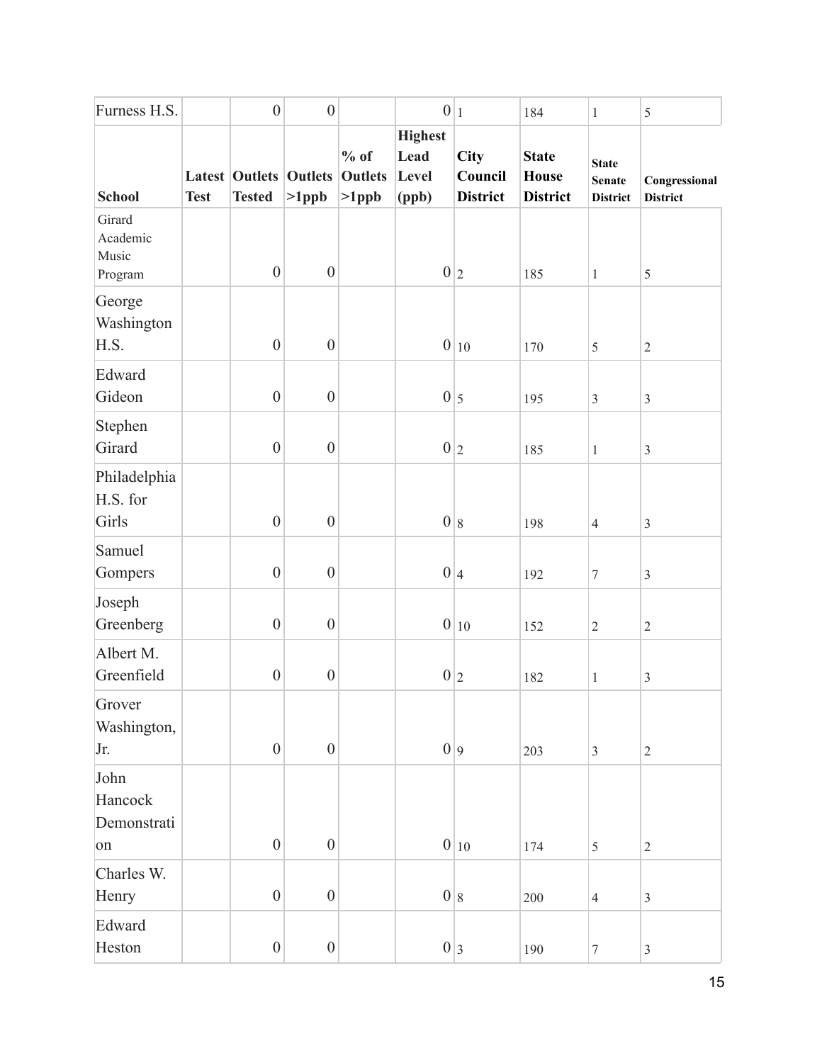| Furness H.S. | | 0 | 0 | | 0 | 1 | 184 | 1 | 5 |
|---|---|---|---|---|---|---|---|---|---|
| **School** | **Latest Test** | **Outlets Tested** | **Outlets >1ppb** | **% of Outlets >1ppb** | **Highest Lead Level (ppb)** | **City Council District** | **State House District** | **State Senate District** | **Congressional District** |
| Girard Academic Music Program | | 0 | 0 | | 0 | 2 | 185 | 1 | 5 |
| George Washington H.S. | | 0 | 0 | | 0 | 10 | 170 | 5 | 2 |
| Edward Gideon | | 0 | 0 | | 0 | 5 | 195 | 3 | 3 |
| Stephen Girard | | 0 | 0 | | 0 | 2 | 185 | 1 | 3 |
| Philadelphia H.S. for Girls | | 0 | 0 | | 0 | 8 | 198 | 4 | 3 |
| Samuel Gompers | | 0 | 0 | | 0 | 4 | 192 | 7 | 3 |
| Joseph Greenberg | | 0 | 0 | | 0 | 10 | 152 | 2 | 2 |
| Albert M. Greenfield | | 0 | 0 | | 0 | 2 | 182 | 1 | 3 |
| Grover Washington, Jr. | | 0 | 0 | | 0 | 9 | 203 | 3 | 2 |
| John Hancock Demonstration | | 0 | 0 | | 0 | 10 | 174 | 5 | 2 |
| Charles W. Henry | | 0 | 0 | | 0 | 8 | 200 | 4 | 3 |
| Edward Heston | | 0 | 0 | | 0 | 3 | 190 | 7 | 3 |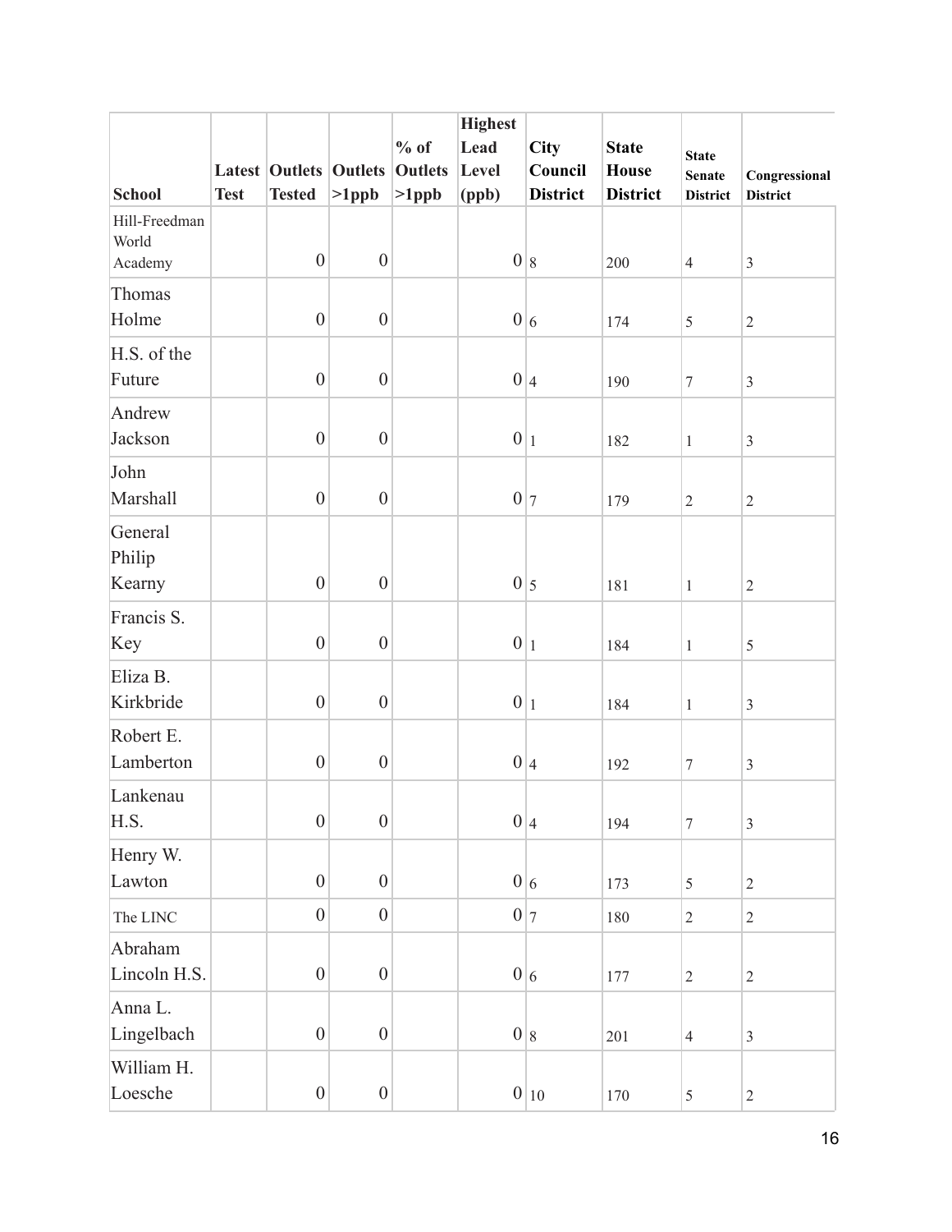| School | Latest Test | Outlets Tested | Outlets >1ppb | % of Outlets >1ppb | Highest Lead Level (ppb) | City Council District | State House District | State Senate District | Congressional District |
|---|---|---|---|---|---|---|---|---|---|
| Hill-Freedman World Academy | | 0 | 0 | | 0 | 8 | 200 | 4 | 3 |
| Thomas Holme | | 0 | 0 | | 0 | 6 | 174 | 5 | 2 |
| H.S. of the Future | | 0 | 0 | | 0 | 4 | 190 | 7 | 3 |
| Andrew Jackson | | 0 | 0 | | 0 | 1 | 182 | 1 | 3 |
| John Marshall | | 0 | 0 | | 0 | 7 | 179 | 2 | 2 |
| General Philip Kearny | | 0 | 0 | | 0 | 5 | 181 | 1 | 2 |
| Francis S. Key | | 0 | 0 | | 0 | 1 | 184 | 1 | 5 |
| Eliza B. Kirkbride | | 0 | 0 | | 0 | 1 | 184 | 1 | 3 |
| Robert E. Lamberton | | 0 | 0 | | 0 | 4 | 192 | 7 | 3 |
| Lankenau H.S. | | 0 | 0 | | 0 | 4 | 194 | 7 | 3 |
| Henry W. Lawton | | 0 | 0 | | 0 | 6 | 173 | 5 | 2 |
| The LINC | | 0 | 0 | | 0 | 7 | 180 | 2 | 2 |
| Abraham Lincoln H.S. | | 0 | 0 | | 0 | 6 | 177 | 2 | 2 |
| Anna L. Lingelbach | | 0 | 0 | | 0 | 8 | 201 | 4 | 3 |
| William H. Loesche | | 0 | 0 | | 0 | 10 | 170 | 5 | 2 |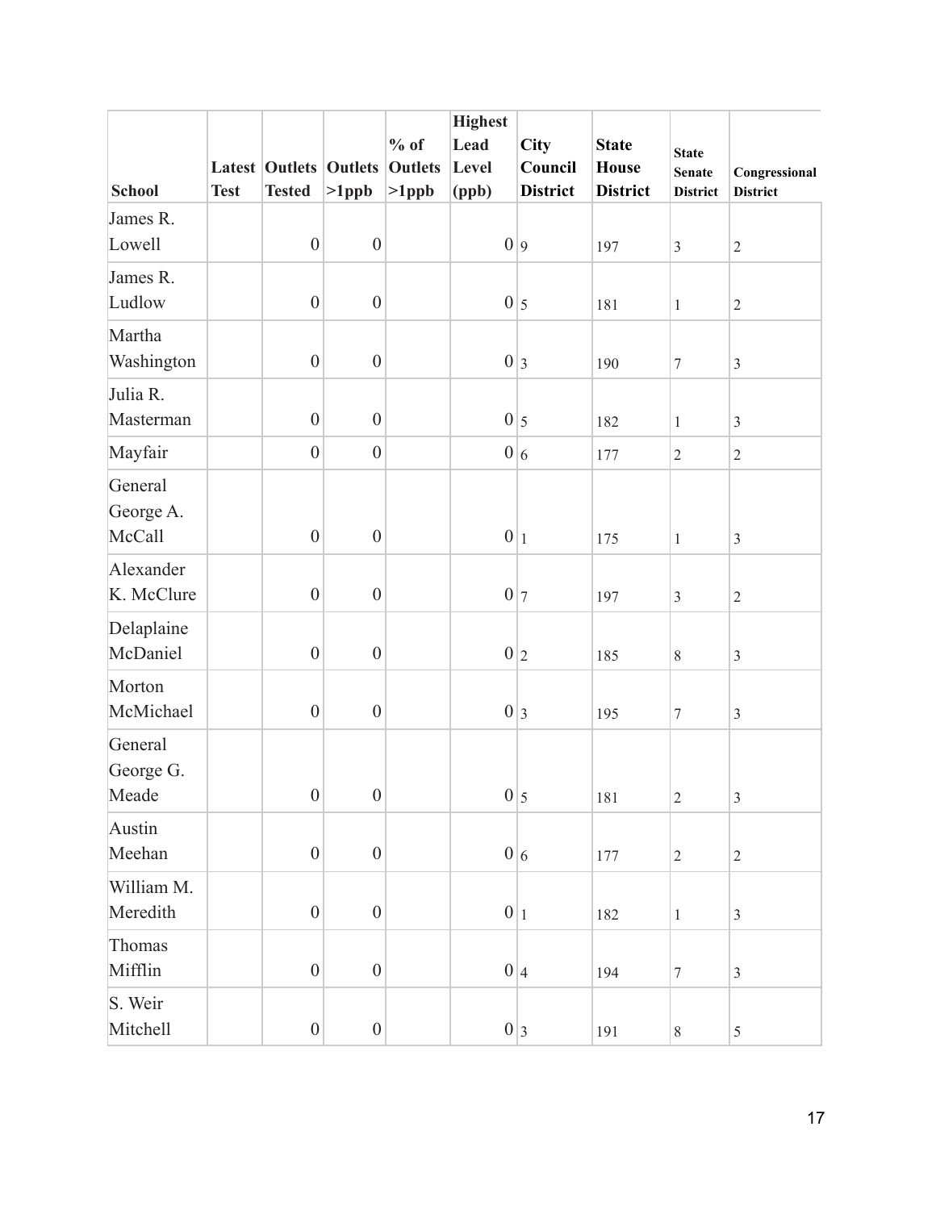| School | Latest Test | Outlets Tested | Outlets >1ppb | % of Outlets >1ppb | Highest Lead Level (ppb) | City Council District | State House District | State Senate District | Congressional District |
|---|---|---|---|---|---|---|---|---|---|
| James R. Lowell | | 0 | 0 | | 0 | 9 | 197 | 3 | 2 |
| James R. Ludlow | | 0 | 0 | | 0 | 5 | 181 | 1 | 2 |
| Martha Washington | | 0 | 0 | | 0 | 3 | 190 | 7 | 3 |
| Julia R. Masterman | | 0 | 0 | | 0 | 5 | 182 | 1 | 3 |
| Mayfair | | 0 | 0 | | 0 | 6 | 177 | 2 | 2 |
| General George A. McCall | | 0 | 0 | | 0 | 1 | 175 | 1 | 3 |
| Alexander K. McClure | | 0 | 0 | | 0 | 7 | 197 | 3 | 2 |
| Delaplaine McDaniel | | 0 | 0 | | 0 | 2 | 185 | 8 | 3 |
| Morton McMichael | | 0 | 0 | | 0 | 3 | 195 | 7 | 3 |
| General George G. Meade | | 0 | 0 | | 0 | 5 | 181 | 2 | 3 |
| Austin Meehan | | 0 | 0 | | 0 | 6 | 177 | 2 | 2 |
| William M. Meredith | | 0 | 0 | | 0 | 1 | 182 | 1 | 3 |
| Thomas Mifflin | | 0 | 0 | | 0 | 4 | 194 | 7 | 3 |
| S. Weir Mitchell | | 0 | 0 | | 0 | 3 | 191 | 8 | 5 |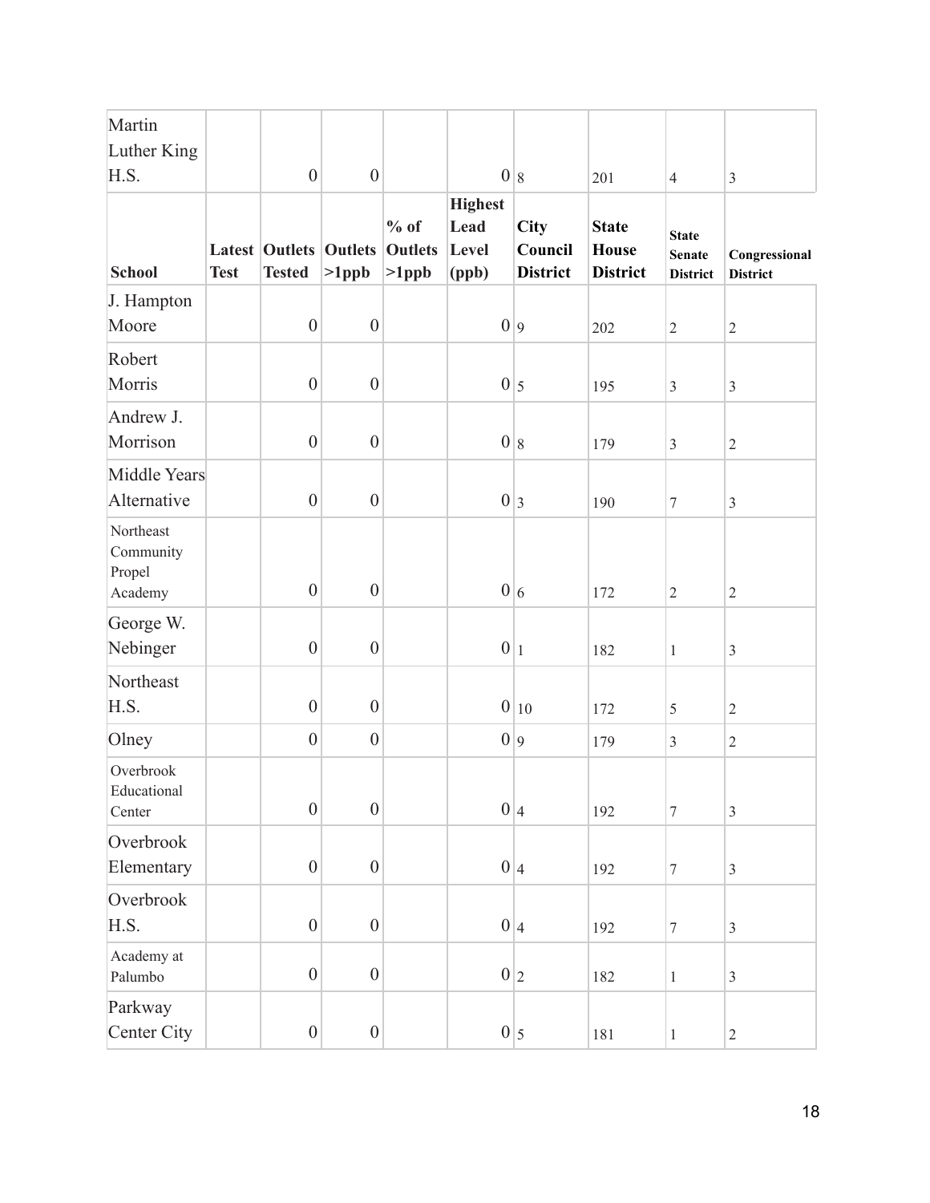| School | Latest Test | Outlets Tested | Outlets >1ppb | % of Outlets >1ppb | Highest Lead Level (ppb) | City Council District | State House District | State Senate District | Congressional District |
|---|---|---|---|---|---|---|---|---|---|
| Martin Luther King H.S. | | 0 | 0 | | 0 | 8 | 201 | 4 | 3 |
| J. Hampton Moore | | 0 | 0 | | 0 | 9 | 202 | 2 | 2 |
| Robert Morris | | 0 | 0 | | 0 | 5 | 195 | 3 | 3 |
| Andrew J. Morrison | | 0 | 0 | | 0 | 8 | 179 | 3 | 2 |
| Middle Years Alternative | | 0 | 0 | | 0 | 3 | 190 | 7 | 3 |
| Northeast Community Propel Academy | | 0 | 0 | | 0 | 6 | 172 | 2 | 2 |
| George W. Nebinger | | 0 | 0 | | 0 | 1 | 182 | 1 | 3 |
| Northeast H.S. | | 0 | 0 | | 0 | 10 | 172 | 5 | 2 |
| Olney | | 0 | 0 | | 0 | 9 | 179 | 3 | 2 |
| Overbrook Educational Center | | 0 | 0 | | 0 | 4 | 192 | 7 | 3 |
| Overbrook Elementary | | 0 | 0 | | 0 | 4 | 192 | 7 | 3 |
| Overbrook H.S. | | 0 | 0 | | 0 | 4 | 192 | 7 | 3 |
| Academy at Palumbo | | 0 | 0 | | 0 | 2 | 182 | 1 | 3 |
| Parkway Center City | | 0 | 0 | | 0 | 5 | 181 | 1 | 2 |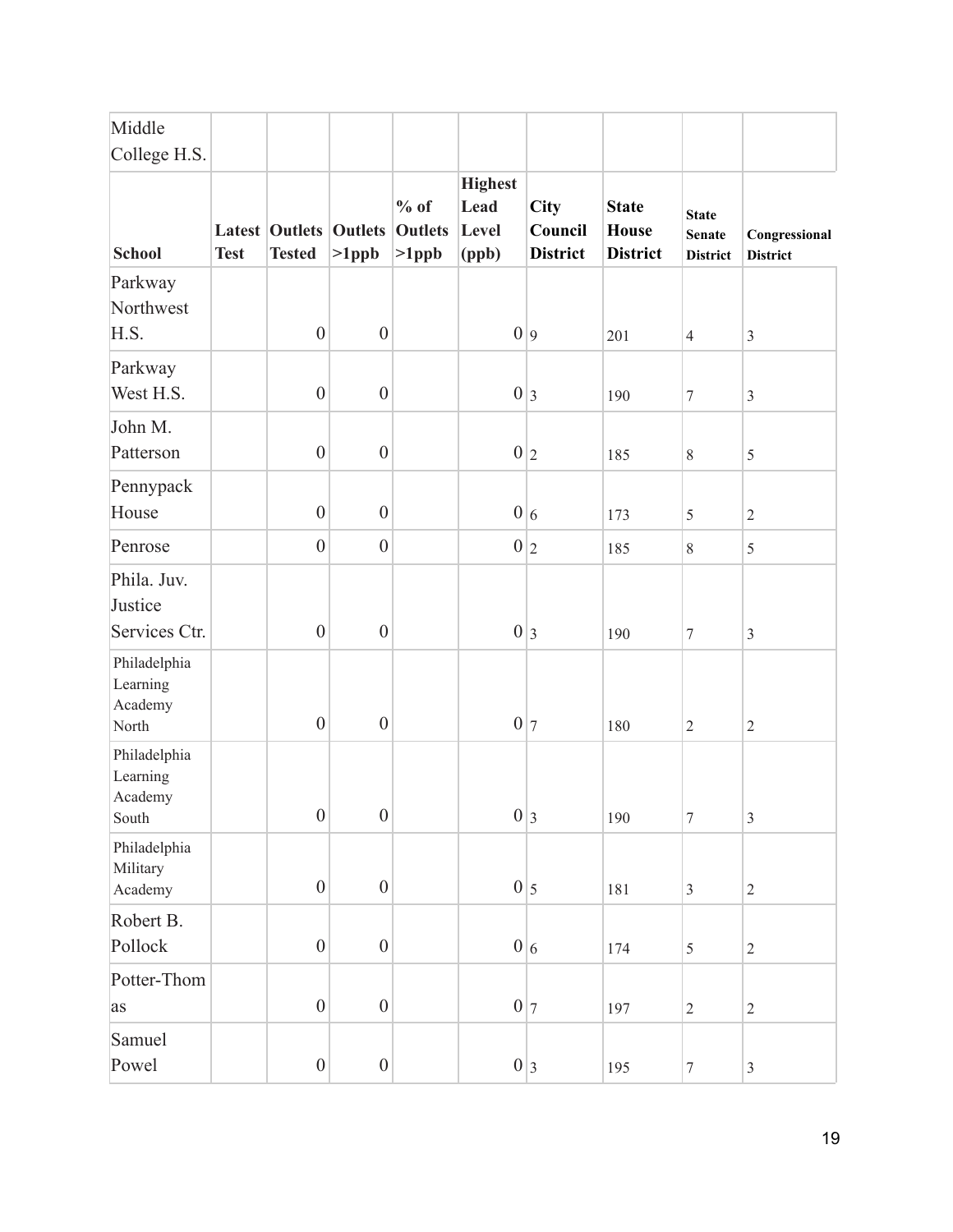| Middle College H.S. | | | | | | | | | |
|---|---|---|---|---|---|---|---|---|---|
| **School** | **Latest Test** | **Outlets Tested** | **Outlets >1ppb** | **% of Outlets >1ppb** | **Highest Lead Level (ppb)** | **City Council District** | **State House District** | **State Senate District** | **Congressional District** |
| Parkway Northwest H.S. | | 0 | 0 | | 0 | 9 | 201 | 4 | 3 |
| Parkway West H.S. | | 0 | 0 | | 0 | 3 | 190 | 7 | 3 |
| John M. Patterson | | 0 | 0 | | 0 | 2 | 185 | 8 | 5 |
| Pennypack House | | 0 | 0 | | 0 | 6 | 173 | 5 | 2 |
| Penrose | | 0 | 0 | | 0 | 2 | 185 | 8 | 5 |
| Phila. Juv. Justice Services Ctr. | | 0 | 0 | | 0 | 3 | 190 | 7 | 3 |
| Philadelphia Learning Academy North | | 0 | 0 | | 0 | 7 | 180 | 2 | 2 |
| Philadelphia Learning Academy South | | 0 | 0 | | 0 | 3 | 190 | 7 | 3 |
| Philadelphia Military Academy | | 0 | 0 | | 0 | 5 | 181 | 3 | 2 |
| Robert B. Pollock | | 0 | 0 | | 0 | 6 | 174 | 5 | 2 |
| Potter-Thomas | | 0 | 0 | | 0 | 7 | 197 | 2 | 2 |
| Samuel Powel | | 0 | 0 | | 0 | 3 | 195 | 7 | 3 |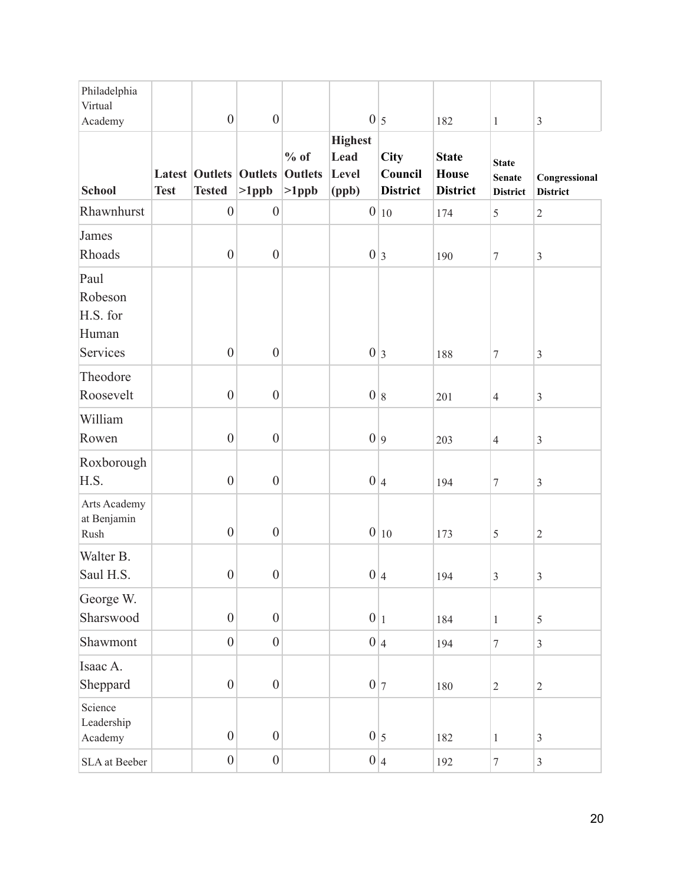| School | Latest Test | Outlets Tested | Outlets >1ppb | % of Outlets >1ppb | Highest Lead Level (ppb) | City Council District | State House District | State Senate District | Congressional District |
|---|---|---|---|---|---|---|---|---|---|
| Philadelphia Virtual Academy | | 0 | 0 | | 0 | 5 | 182 | 1 | 3 |
| Rhawnhurst | | 0 | 0 | | 0 | 10 | 174 | 5 | 2 |
| James Rhoads | | 0 | 0 | | 0 | 3 | 190 | 7 | 3 |
| Paul Robeson H.S. for Human Services | | 0 | 0 | | 0 | 3 | 188 | 7 | 3 |
| Theodore Roosevelt | | 0 | 0 | | 0 | 8 | 201 | 4 | 3 |
| William Rowen | | 0 | 0 | | 0 | 9 | 203 | 4 | 3 |
| Roxborough H.S. | | 0 | 0 | | 0 | 4 | 194 | 7 | 3 |
| Arts Academy at Benjamin Rush | | 0 | 0 | | 0 | 10 | 173 | 5 | 2 |
| Walter B. Saul H.S. | | 0 | 0 | | 0 | 4 | 194 | 3 | 3 |
| George W. Sharswood | | 0 | 0 | | 0 | 1 | 184 | 1 | 5 |
| Shawmont | | 0 | 0 | | 0 | 4 | 194 | 7 | 3 |
| Isaac A. Sheppard | | 0 | 0 | | 0 | 7 | 180 | 2 | 2 |
| Science Leadership Academy | | 0 | 0 | | 0 | 5 | 182 | 1 | 3 |
| SLA at Beeber | | 0 | 0 | | 0 | 4 | 192 | 7 | 3 |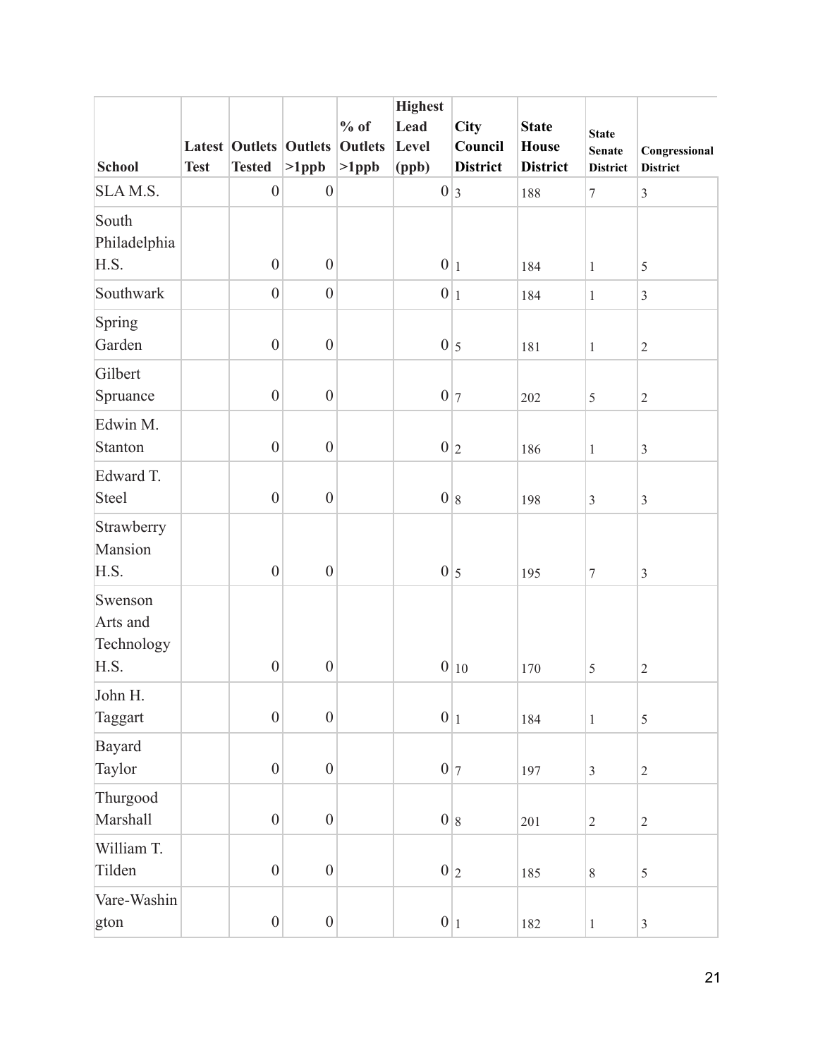| School | Latest Test | Outlets Tested | Outlets >1ppb | % of Outlets >1ppb | Highest Lead Level (ppb) | City Council District | State House District | State Senate District | Congressional District |
|---|---|---|---|---|---|---|---|---|---|
| SLA M.S. | | 0 | 0 | | 0 | 3 | 188 | 7 | 3 |
| South Philadelphia H.S. | | 0 | 0 | | 0 | 1 | 184 | 1 | 5 |
| Southwark | | 0 | 0 | | 0 | 1 | 184 | 1 | 3 |
| Spring Garden | | 0 | 0 | | 0 | 5 | 181 | 1 | 2 |
| Gilbert Spruance | | 0 | 0 | | 0 | 7 | 202 | 5 | 2 |
| Edwin M. Stanton | | 0 | 0 | | 0 | 2 | 186 | 1 | 3 |
| Edward T. Steel | | 0 | 0 | | 0 | 8 | 198 | 3 | 3 |
| Strawberry Mansion H.S. | | 0 | 0 | | 0 | 5 | 195 | 7 | 3 |
| Swenson Arts and Technology H.S. | | 0 | 0 | | 0 | 10 | 170 | 5 | 2 |
| John H. Taggart | | 0 | 0 | | 0 | 1 | 184 | 1 | 5 |
| Bayard Taylor | | 0 | 0 | | 0 | 7 | 197 | 3 | 2 |
| Thurgood Marshall | | 0 | 0 | | 0 | 8 | 201 | 2 | 2 |
| William T. Tilden | | 0 | 0 | | 0 | 2 | 185 | 8 | 5 |
| Vare-Washington | | 0 | 0 | | 0 | 1 | 182 | 1 | 3 |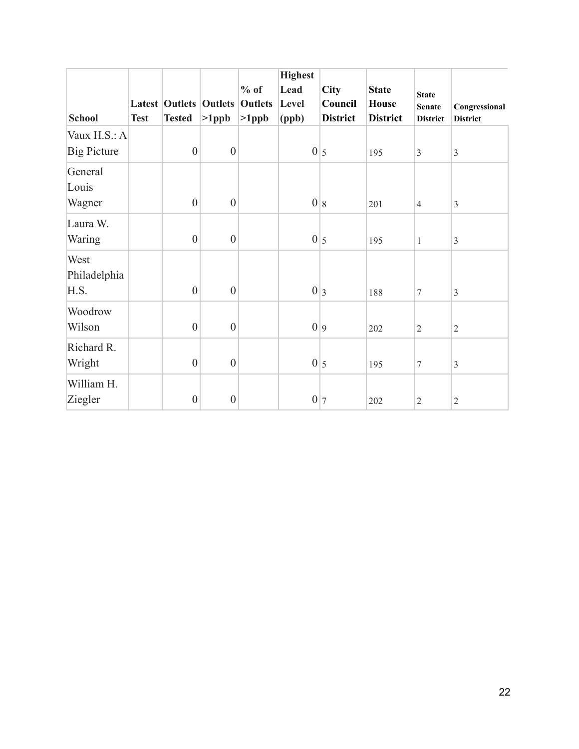| School | Latest Test | Outlets Tested | Outlets >1ppb | % of Outlets >1ppb | Highest Lead Level (ppb) | City Council District | State House District | State Senate District | Congressional District |
|---|---|---|---|---|---|---|---|---|---|
| Vaux H.S.: A Big Picture | | 0 | 0 | | 0 | 5 | 195 | 3 | 3 |
| General Louis Wagner | | 0 | 0 | | 0 | 8 | 201 | 4 | 3 |
| Laura W. Waring | | 0 | 0 | | 0 | 5 | 195 | 1 | 3 |
| West Philadelphia H.S. | | 0 | 0 | | 0 | 3 | 188 | 7 | 3 |
| Woodrow Wilson | | 0 | 0 | | 0 | 9 | 202 | 2 | 2 |
| Richard R. Wright | | 0 | 0 | | 0 | 5 | 195 | 7 | 3 |
| William H. Ziegler | | 0 | 0 | | 0 | 7 | 202 | 2 | 2 |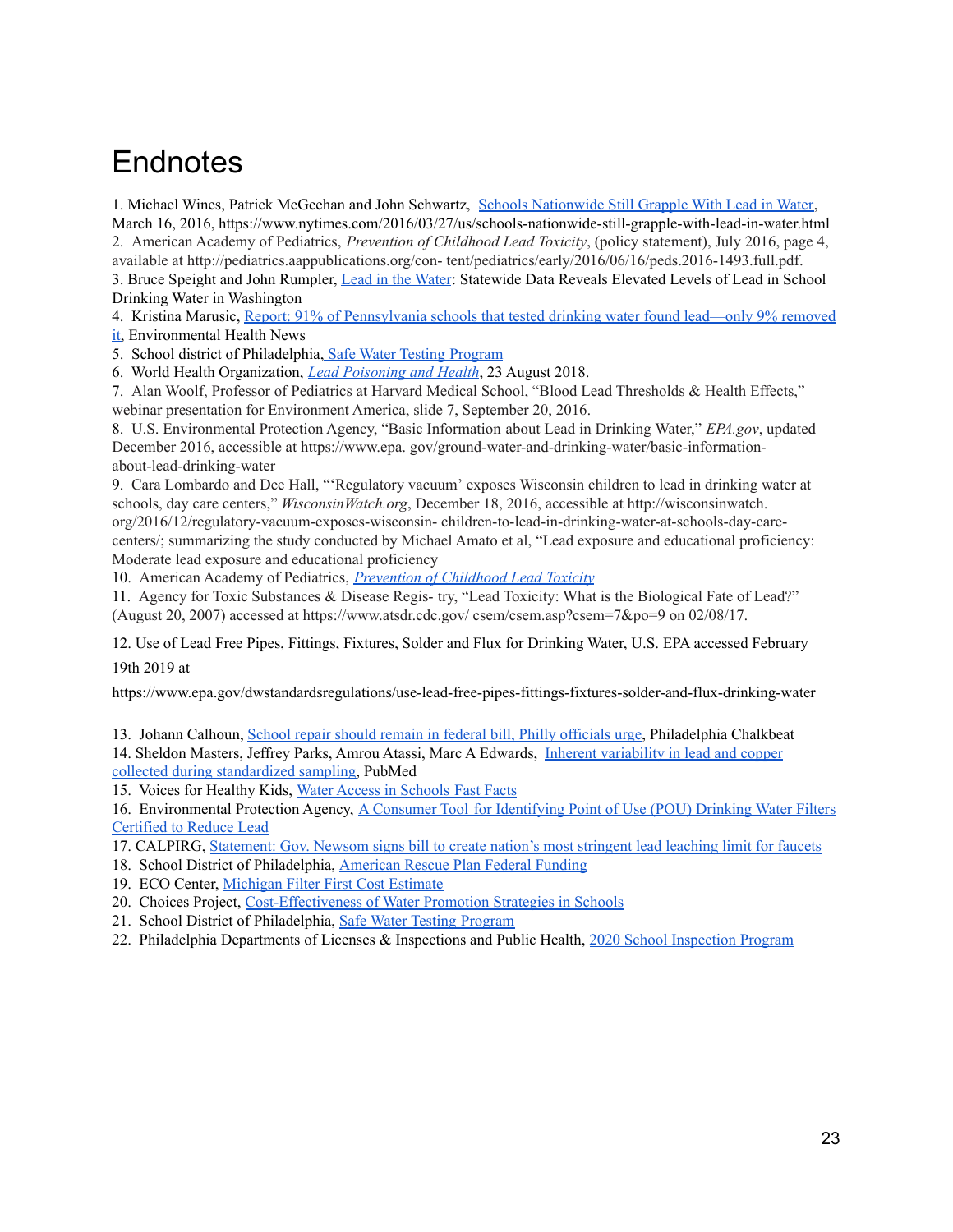# Endnotes

1. Michael Wines, Patrick McGeehan and John Schwartz, Schools Nationwide Still Grapple With Lead in Water, March 16, 2016, https://www.nytimes.com/2016/03/27/us/schools-nationwide-still-grapple-with-lead-in-water.html
2. American Academy of Pediatrics, *Prevention of Childhood Lead Toxicity*, (policy statement), July 2016, page 4, available at http://pediatrics.aappublications.org/con- tent/pediatrics/early/2016/06/16/peds.2016-1493.full.pdf.
3. Bruce Speight and John Rumpler, Lead in the Water: Statewide Data Reveals Elevated Levels of Lead in School Drinking Water in Washington
4. Kristina Marusic, Report: 91% of Pennsylvania schools that tested drinking water found lead—only 9% removed it, Environmental Health News
5. School district of Philadelphia, Safe Water Testing Program
6. World Health Organization, *Lead Poisoning and Health*, 23 August 2018.
7. Alan Woolf, Professor of Pediatrics at Harvard Medical School, "Blood Lead Thresholds & Health Effects," webinar presentation for Environment America, slide 7, September 20, 2016.
8. U.S. Environmental Protection Agency, "Basic Information about Lead in Drinking Water," *EPA.gov*, updated December 2016, accessible at https://www.epa. gov/ground-water-and-drinking-water/basic-information-about-lead-drinking-water
9. Cara Lombardo and Dee Hall, "'Regulatory vacuum' exposes Wisconsin children to lead in drinking water at schools, day care centers," *WisconsinWatch.org*, December 18, 2016, accessible at http://wisconsinwatch. org/2016/12/regulatory-vacuum-exposes-wisconsin- children-to-lead-in-drinking-water-at-schools-day-care-centers/; summarizing the study conducted by Michael Amato et al, "Lead exposure and educational proficiency: Moderate lead exposure and educational proficiency
10. American Academy of Pediatrics, *Prevention of Childhood Lead Toxicity*
11. Agency for Toxic Substances & Disease Regis- try, "Lead Toxicity: What is the Biological Fate of Lead?" (August 20, 2007) accessed at https://www.atsdr.cdc.gov/ csem/csem.asp?csem=7&po=9 on 02/08/17.
12. Use of Lead Free Pipes, Fittings, Fixtures, Solder and Flux for Drinking Water, U.S. EPA accessed February 19th 2019 at https://www.epa.gov/dwstandardsregulations/use-lead-free-pipes-fittings-fixtures-solder-and-flux-drinking-water
13. Johann Calhoun, School repair should remain in federal bill, Philly officials urge, Philadelphia Chalkbeat
14. Sheldon Masters, Jeffrey Parks, Amrou Atassi, Marc A Edwards, Inherent variability in lead and copper collected during standardized sampling, PubMed
15. Voices for Healthy Kids, Water Access in Schools Fast Facts
16. Environmental Protection Agency, A Consumer Tool for Identifying Point of Use (POU) Drinking Water Filters Certified to Reduce Lead
17. CALPIRG, Statement: Gov. Newsom signs bill to create nation's most stringent lead leaching limit for faucets
18. School District of Philadelphia, American Rescue Plan Federal Funding
19. ECO Center, Michigan Filter First Cost Estimate
20. Choices Project, Cost-Effectiveness of Water Promotion Strategies in Schools
21. School District of Philadelphia, Safe Water Testing Program
22. Philadelphia Departments of Licenses & Inspections and Public Health, 2020 School Inspection Program